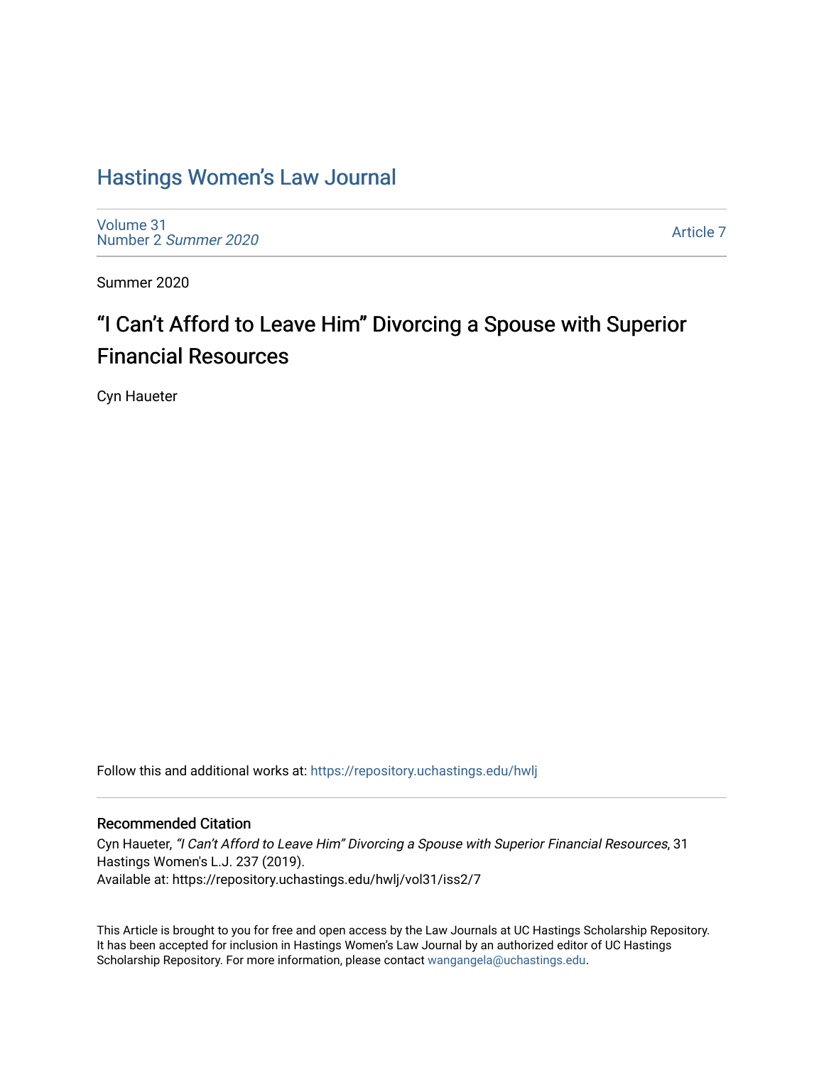# Hastings Women's Law Journal

Volume 31
Number 2 *Summer 2020*

Article 7

Summer 2020

## "I Can't Afford to Leave Him" Divorcing a Spouse with Superior Financial Resources

Cyn Haueter

Follow this and additional works at: https://repository.uchastings.edu/hwlj

### Recommended Citation

Cyn Haueter, *"I Can't Afford to Leave Him" Divorcing a Spouse with Superior Financial Resources*, 31 Hastings Women's L.J. 237 (2019).
Available at: https://repository.uchastings.edu/hwlj/vol31/iss2/7

This Article is brought to you for free and open access by the Law Journals at UC Hastings Scholarship Repository. It has been accepted for inclusion in Hastings Women's Law Journal by an authorized editor of UC Hastings Scholarship Repository. For more information, please contact wangangela@uchastings.edu.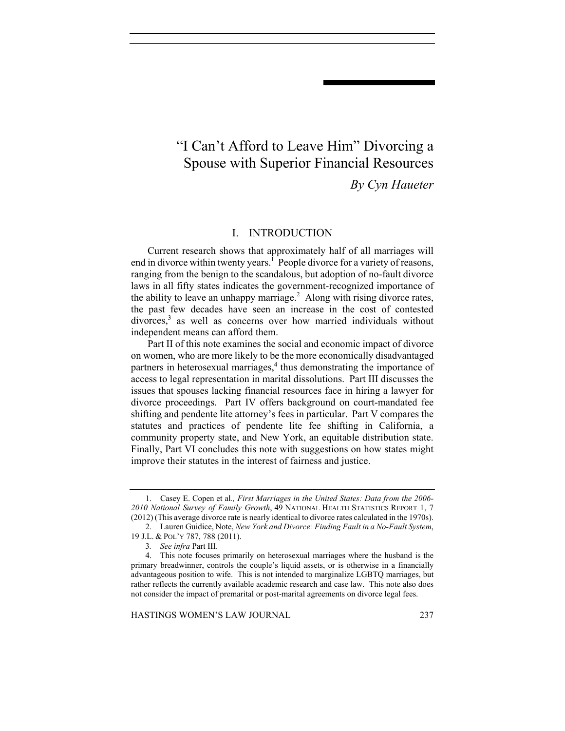# "I Can't Afford to Leave Him" Divorcing a Spouse with Superior Financial Resources

*By Cyn Haueter*

## I. INTRODUCTION

Current research shows that approximately half of all marriages will end in divorce within twenty years.[1] People divorce for a variety of reasons, ranging from the benign to the scandalous, but adoption of no-fault divorce laws in all fifty states indicates the government-recognized importance of the ability to leave an unhappy marriage.[2] Along with rising divorce rates, the past few decades have seen an increase in the cost of contested divorces,[3] as well as concerns over how married individuals without independent means can afford them.

Part II of this note examines the social and economic impact of divorce on women, who are more likely to be the more economically disadvantaged partners in heterosexual marriages,[4] thus demonstrating the importance of access to legal representation in marital dissolutions. Part III discusses the issues that spouses lacking financial resources face in hiring a lawyer for divorce proceedings. Part IV offers background on court-mandated fee shifting and pendente lite attorney's fees in particular. Part V compares the statutes and practices of pendente lite fee shifting in California, a community property state, and New York, an equitable distribution state. Finally, Part VI concludes this note with suggestions on how states might improve their statutes in the interest of fairness and justice.

---

1. Casey E. Copen et al*., First Marriages in the United States: Data from the 2006-2010 National Survey of Family Growth*, 49 NATIONAL HEALTH STATISTICS REPORT 1, 7 (2012) (This average divorce rate is nearly identical to divorce rates calculated in the 1970s).

2. Lauren Guidice, Note, *New York and Divorce: Finding Fault in a No-Fault System*, 19 J.L. & POL'Y 787, 788 (2011).

3. *See infra* Part III.

4. This note focuses primarily on heterosexual marriages where the husband is the primary breadwinner, controls the couple's liquid assets, or is otherwise in a financially advantageous position to wife. This is not intended to marginalize LGBTQ marriages, but rather reflects the currently available academic research and case law. This note also does not consider the impact of premarital or post-marital agreements on divorce legal fees.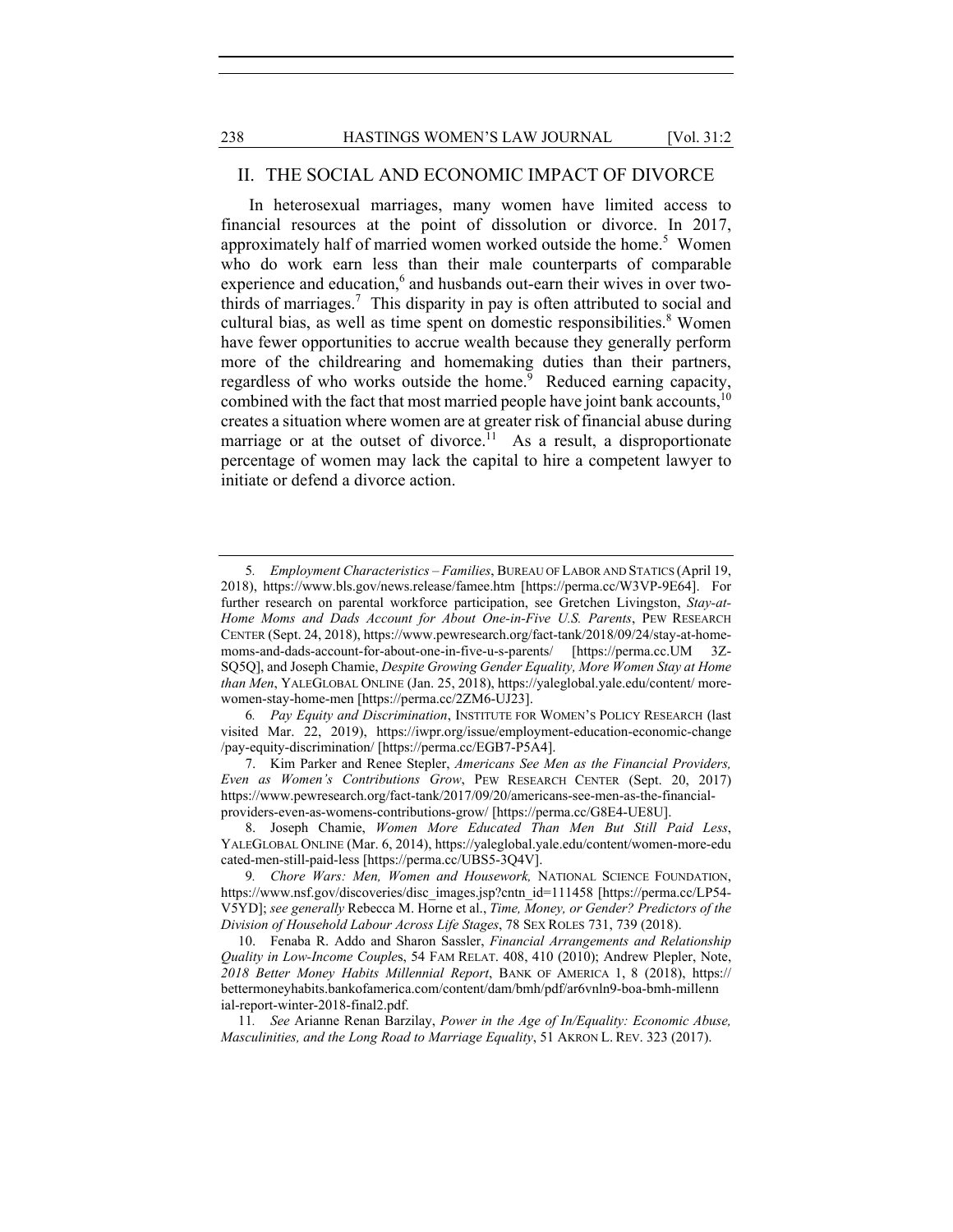## II. THE SOCIAL AND ECONOMIC IMPACT OF DIVORCE

In heterosexual marriages, many women have limited access to financial resources at the point of dissolution or divorce. In 2017, approximately half of married women worked outside the home.[5] Women who do work earn less than their male counterparts of comparable experience and education,[6] and husbands out-earn their wives in over two-thirds of marriages.[7] This disparity in pay is often attributed to social and cultural bias, as well as time spent on domestic responsibilities.[8] Women have fewer opportunities to accrue wealth because they generally perform more of the childrearing and homemaking duties than their partners, regardless of who works outside the home.[9] Reduced earning capacity, combined with the fact that most married people have joint bank accounts,[10] creates a situation where women are at greater risk of financial abuse during marriage or at the outset of divorce.[11] As a result, a disproportionate percentage of women may lack the capital to hire a competent lawyer to initiate or defend a divorce action.

---

5. *Employment Characteristics – Families*, BUREAU OF LABOR AND STATICS (April 19, 2018), https://www.bls.gov/news.release/famee.htm [https://perma.cc/W3VP-9E64]. For further research on parental workforce participation, see Gretchen Livingston, *Stay-at-Home Moms and Dads Account for About One-in-Five U.S. Parents*, PEW RESEARCH CENTER (Sept. 24, 2018), https://www.pewresearch.org/fact-tank/2018/09/24/stay-at-home-moms-and-dads-account-for-about-one-in-five-u-s-parents/ [https://perma.cc.UM 3Z-SQ5Q], and Joseph Chamie, *Despite Growing Gender Equality, More Women Stay at Home than Men*, YALEGLOBAL ONLINE (Jan. 25, 2018), https://yaleglobal.yale.edu/content/ more-women-stay-home-men [https://perma.cc/2ZM6-UJ23].

6. *Pay Equity and Discrimination*, INSTITUTE FOR WOMEN'S POLICY RESEARCH (last visited Mar. 22, 2019), https://iwpr.org/issue/employment-education-economic-change /pay-equity-discrimination/ [https://perma.cc/EGB7-P5A4].

7. Kim Parker and Renee Stepler, *Americans See Men as the Financial Providers, Even as Women's Contributions Grow*, PEW RESEARCH CENTER (Sept. 20, 2017) https://www.pewresearch.org/fact-tank/2017/09/20/americans-see-men-as-the-financial-providers-even-as-womens-contributions-grow/ [https://perma.cc/G8E4-UE8U].

8. Joseph Chamie, *Women More Educated Than Men But Still Paid Less*, YALEGLOBAL ONLINE (Mar. 6, 2014), https://yaleglobal.yale.edu/content/women-more-educated-men-still-paid-less [https://perma.cc/UBS5-3Q4V].

9. *Chore Wars: Men, Women and Housework,* NATIONAL SCIENCE FOUNDATION, https://www.nsf.gov/discoveries/disc_images.jsp?cntn_id=111458 [https://perma.cc/LP54-V5YD]; *see generally* Rebecca M. Horne et al., *Time, Money, or Gender? Predictors of the Division of Household Labour Across Life Stages*, 78 SEX ROLES 731, 739 (2018).

10. Fenaba R. Addo and Sharon Sassler, *Financial Arrangements and Relationship Quality in Low-Income Couples*, 54 FAM RELAT. 408, 410 (2010); Andrew Plepler, Note, *2018 Better Money Habits Millennial Report*, BANK OF AMERICA 1, 8 (2018), https://bettermoneyhabits.bankofamerica.com/content/dam/bmh/pdf/ar6vnln9-boa-bmh-millennial-report-winter-2018-final2.pdf.

11. *See* Arianne Renan Barzilay, *Power in the Age of In/Equality: Economic Abuse, Masculinities, and the Long Road to Marriage Equality*, 51 AKRON L. REV. 323 (2017).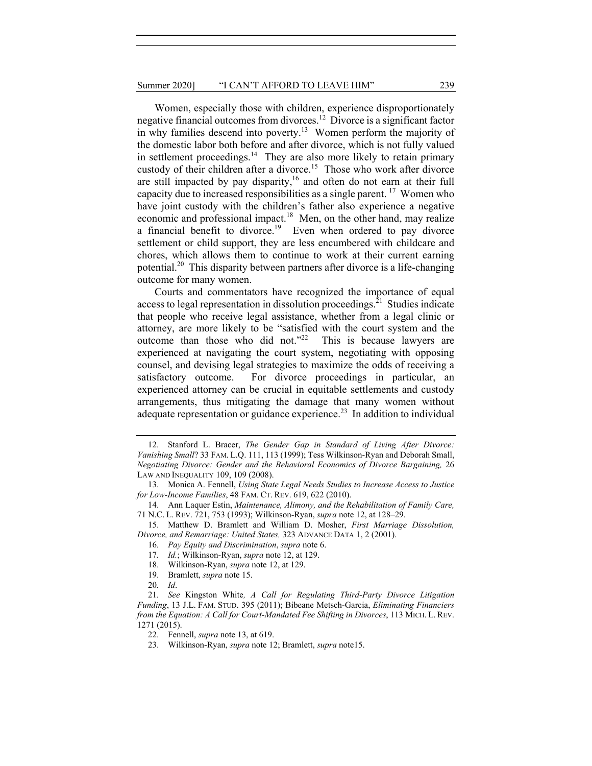Women, especially those with children, experience disproportionately negative financial outcomes from divorces.[12] Divorce is a significant factor in why families descend into poverty.[13] Women perform the majority of the domestic labor both before and after divorce, which is not fully valued in settlement proceedings.[14] They are also more likely to retain primary custody of their children after a divorce.[15] Those who work after divorce are still impacted by pay disparity,[16] and often do not earn at their full capacity due to increased responsibilities as a single parent.[17] Women who have joint custody with the children's father also experience a negative economic and professional impact.[18] Men, on the other hand, may realize a financial benefit to divorce.[19] Even when ordered to pay divorce settlement or child support, they are less encumbered with childcare and chores, which allows them to continue to work at their current earning potential.[20] This disparity between partners after divorce is a life-changing outcome for many women.

Courts and commentators have recognized the importance of equal access to legal representation in dissolution proceedings.[21] Studies indicate that people who receive legal assistance, whether from a legal clinic or attorney, are more likely to be "satisfied with the court system and the outcome than those who did not."[22] This is because lawyers are experienced at navigating the court system, negotiating with opposing counsel, and devising legal strategies to maximize the odds of receiving a satisfactory outcome. For divorce proceedings in particular, an experienced attorney can be crucial in equitable settlements and custody arrangements, thus mitigating the damage that many women without adequate representation or guidance experience.[23] In addition to individual

---

12. Stanford L. Bracer, *The Gender Gap in Standard of Living After Divorce: Vanishing Small*? 33 FAM. L.Q. 111, 113 (1999); Tess Wilkinson-Ryan and Deborah Small, *Negotiating Divorce: Gender and the Behavioral Economics of Divorce Bargaining,* 26 LAW AND INEQUALITY 109, 109 (2008).

13. Monica A. Fennell, *Using State Legal Needs Studies to Increase Access to Justice for Low-Income Families*, 48 FAM. CT. REV. 619, 622 (2010).

14. Ann Laquer Estin, *Maintenance, Alimony, and the Rehabilitation of Family Care,* 71 N.C. L. REV. 721, 753 (1993); Wilkinson-Ryan, *supra* note 12, at 128–29.

15. Matthew D. Bramlett and William D. Mosher, *First Marriage Dissolution, Divorce, and Remarriage: United States,* 323 ADVANCE DATA 1, 2 (2001).

16. *Pay Equity and Discrimination*, *supra* note 6.

17. *Id.*; Wilkinson-Ryan, *supra* note 12, at 129.

18. Wilkinson-Ryan, *supra* note 12, at 129.

19. Bramlett, *supra* note 15.

20. *Id*.

21. *See* Kingston White*, A Call for Regulating Third-Party Divorce Litigation Funding*, 13 J.L. FAM. STUD. 395 (2011); Bibeane Metsch-Garcia, *Eliminating Financiers from the Equation: A Call for Court-Mandated Fee Shifting in Divorces*, 113 MICH. L. REV. 1271 (2015).

22. Fennell, *supra* note 13, at 619.

23. Wilkinson-Ryan, *supra* note 12; Bramlett, *supra* note15.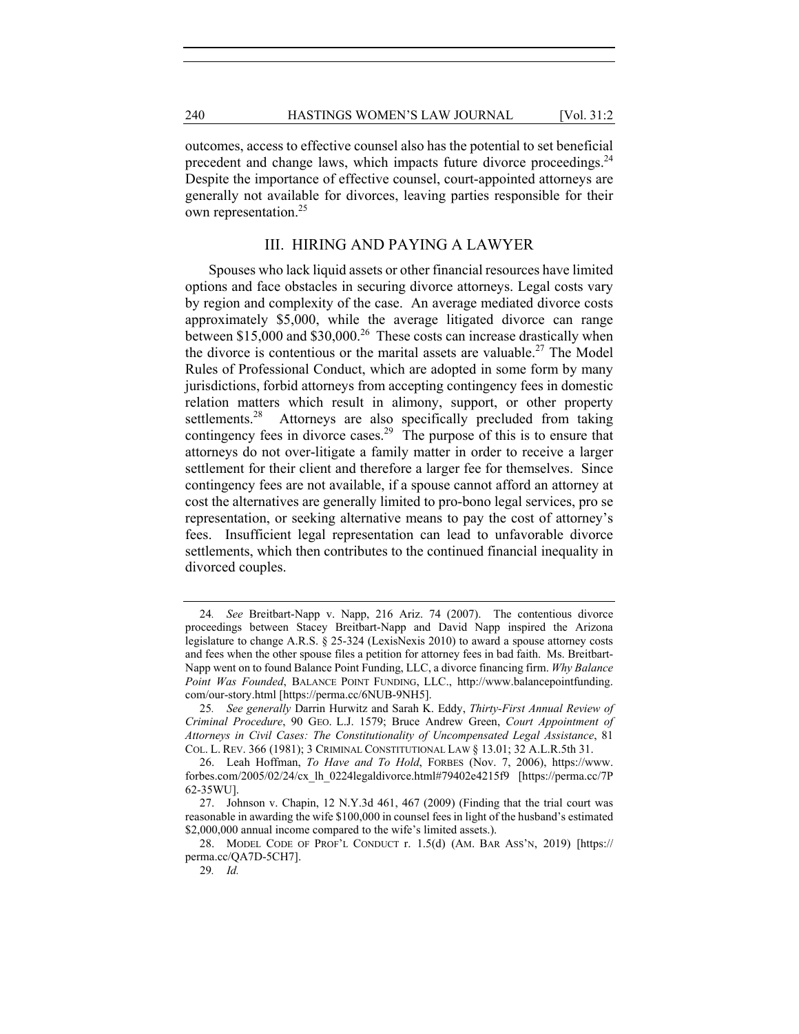outcomes, access to effective counsel also has the potential to set beneficial precedent and change laws, which impacts future divorce proceedings.[24] Despite the importance of effective counsel, court-appointed attorneys are generally not available for divorces, leaving parties responsible for their own representation.[25]

## III. HIRING AND PAYING A LAWYER

Spouses who lack liquid assets or other financial resources have limited options and face obstacles in securing divorce attorneys. Legal costs vary by region and complexity of the case. An average mediated divorce costs approximately $5,000, while the average litigated divorce can range between $15,000 and $30,000.[26] These costs can increase drastically when the divorce is contentious or the marital assets are valuable.[27] The Model Rules of Professional Conduct, which are adopted in some form by many jurisdictions, forbid attorneys from accepting contingency fees in domestic relation matters which result in alimony, support, or other property settlements.[28] Attorneys are also specifically precluded from taking contingency fees in divorce cases.[29] The purpose of this is to ensure that attorneys do not over-litigate a family matter in order to receive a larger settlement for their client and therefore a larger fee for themselves. Since contingency fees are not available, if a spouse cannot afford an attorney at cost the alternatives are generally limited to pro-bono legal services, pro se representation, or seeking alternative means to pay the cost of attorney's fees. Insufficient legal representation can lead to unfavorable divorce settlements, which then contributes to the continued financial inequality in divorced couples.

---

24. *See* Breitbart-Napp v. Napp, 216 Ariz. 74 (2007). The contentious divorce proceedings between Stacey Breitbart-Napp and David Napp inspired the Arizona legislature to change A.R.S. § 25-324 (LexisNexis 2010) to award a spouse attorney costs and fees when the other spouse files a petition for attorney fees in bad faith. Ms. Breitbart-Napp went on to found Balance Point Funding, LLC, a divorce financing firm. *Why Balance Point Was Founded*, BALANCE POINT FUNDING, LLC., http://www.balancepointfunding.com/our-story.html [https://perma.cc/6NUB-9NH5].

25. *See generally* Darrin Hurwitz and Sarah K. Eddy, *Thirty-First Annual Review of Criminal Procedure*, 90 GEO. L.J. 1579; Bruce Andrew Green, *Court Appointment of Attorneys in Civil Cases: The Constitutionality of Uncompensated Legal Assistance*, 81 COL. L. REV. 366 (1981); 3 CRIMINAL CONSTITUTIONAL LAW § 13.01; 32 A.L.R.5th 31.

26. Leah Hoffman, *To Have and To Hold*, FORBES (Nov. 7, 2006), https://www.forbes.com/2005/02/24/cx_lh_0224legaldivorce.html#79402e4215f9 [https://perma.cc/7P62-35WU].

27. Johnson v. Chapin, 12 N.Y.3d 461, 467 (2009) (Finding that the trial court was reasonable in awarding the wife $100,000 in counsel fees in light of the husband's estimated $2,000,000 annual income compared to the wife's limited assets.).

28. MODEL CODE OF PROF'L CONDUCT r. 1.5(d) (AM. BAR ASS'N, 2019) [https://perma.cc/QA7D-5CH7].

29. *Id.*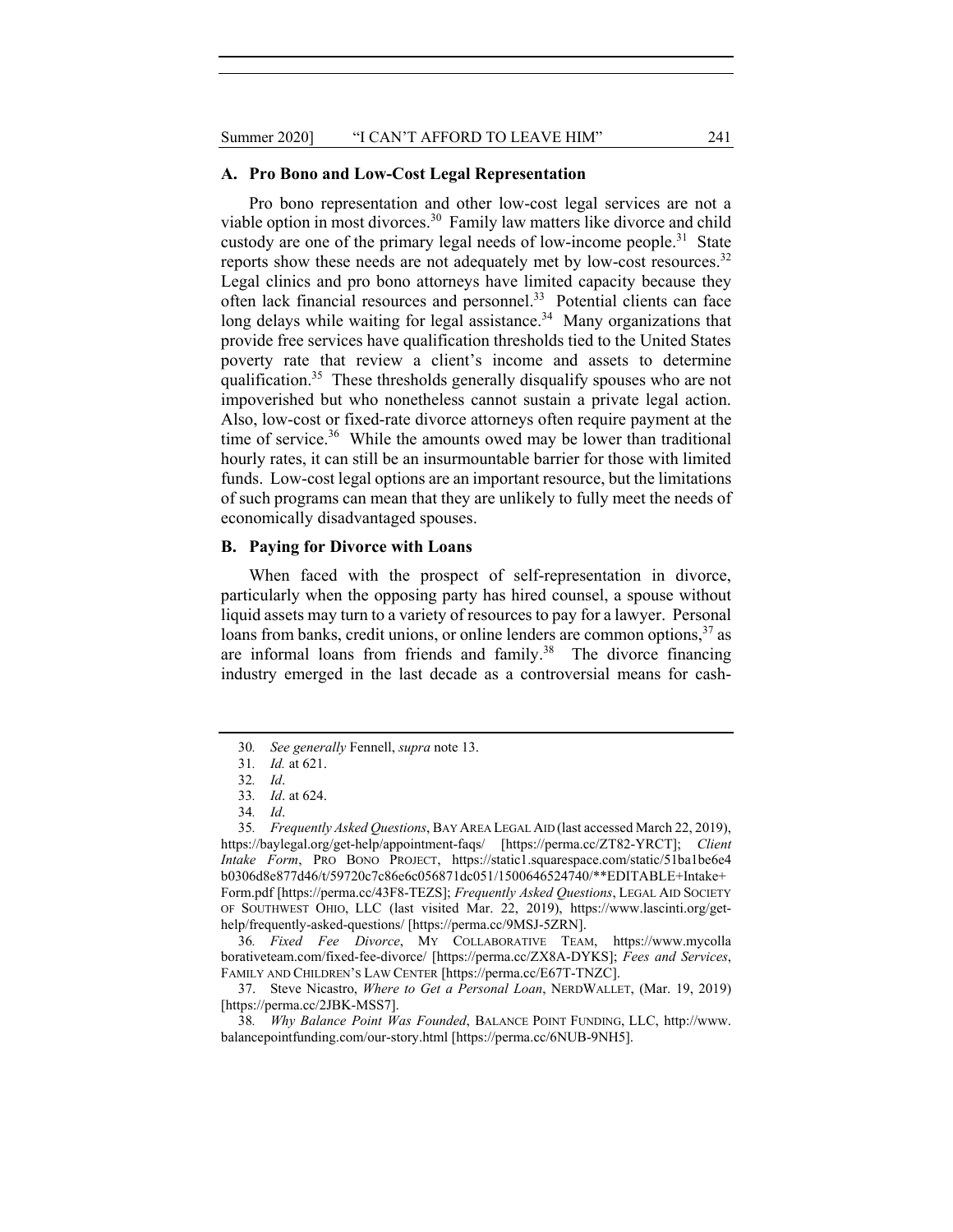### A. Pro Bono and Low-Cost Legal Representation

Pro bono representation and other low-cost legal services are not a viable option in most divorces.[30] Family law matters like divorce and child custody are one of the primary legal needs of low-income people.[31] State reports show these needs are not adequately met by low-cost resources.[32] Legal clinics and pro bono attorneys have limited capacity because they often lack financial resources and personnel.[33] Potential clients can face long delays while waiting for legal assistance.[34] Many organizations that provide free services have qualification thresholds tied to the United States poverty rate that review a client's income and assets to determine qualification.[35] These thresholds generally disqualify spouses who are not impoverished but who nonetheless cannot sustain a private legal action. Also, low-cost or fixed-rate divorce attorneys often require payment at the time of service.[36] While the amounts owed may be lower than traditional hourly rates, it can still be an insurmountable barrier for those with limited funds. Low-cost legal options are an important resource, but the limitations of such programs can mean that they are unlikely to fully meet the needs of economically disadvantaged spouses.

### B. Paying for Divorce with Loans

When faced with the prospect of self-representation in divorce, particularly when the opposing party has hired counsel, a spouse without liquid assets may turn to a variety of resources to pay for a lawyer. Personal loans from banks, credit unions, or online lenders are common options,[37] as are informal loans from friends and family.[38] The divorce financing industry emerged in the last decade as a controversial means for cash-

---

30. *See generally* Fennell, *supra* note 13.

31. *Id.* at 621.

32. *Id*.

33. *Id*. at 624.

34. *Id*.

35. *Frequently Asked Questions*, BAY AREA LEGAL AID (last accessed March 22, 2019), https://baylegal.org/get-help/appointment-faqs/ [https://perma.cc/ZT82-YRCT]; *Client Intake Form*, PRO BONO PROJECT, https://static1.squarespace.com/static/51ba1be6e4b0306d8e877d46/t/59720c7c86e6c056871dc051/1500646524740/**EDITABLE+Intake+Form.pdf [https://perma.cc/43F8-TEZS]; *Frequently Asked Questions*, LEGAL AID SOCIETY OF SOUTHWEST OHIO, LLC (last visited Mar. 22, 2019), https://www.lascinti.org/get-help/frequently-asked-questions/ [https://perma.cc/9MSJ-5ZRN].

36. *Fixed Fee Divorce*, MY COLLABORATIVE TEAM, https://www.mycollaborativeteam.com/fixed-fee-divorce/ [https://perma.cc/ZX8A-DYKS]; *Fees and Services*, FAMILY AND CHILDREN'S LAW CENTER [https://perma.cc/E67T-TNZC].

37. Steve Nicastro, *Where to Get a Personal Loan*, NERDWALLET, (Mar. 19, 2019) [https://perma.cc/2JBK-MSS7].

38. *Why Balance Point Was Founded*, BALANCE POINT FUNDING, LLC, http://www.balancepointfunding.com/our-story.html [https://perma.cc/6NUB-9NH5].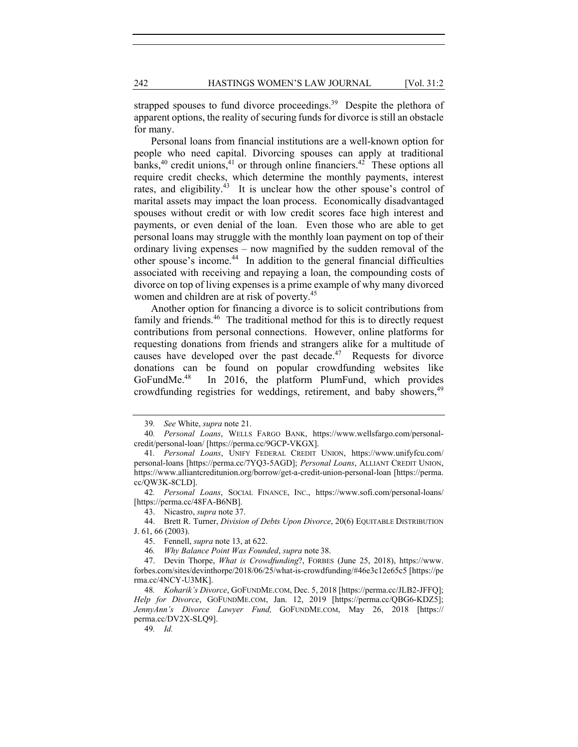strapped spouses to fund divorce proceedings.[39] Despite the plethora of apparent options, the reality of securing funds for divorce is still an obstacle for many.

Personal loans from financial institutions are a well-known option for people who need capital. Divorcing spouses can apply at traditional banks,[40] credit unions,[41] or through online financiers.[42] These options all require credit checks, which determine the monthly payments, interest rates, and eligibility.[43] It is unclear how the other spouse's control of marital assets may impact the loan process. Economically disadvantaged spouses without credit or with low credit scores face high interest and payments, or even denial of the loan. Even those who are able to get personal loans may struggle with the monthly loan payment on top of their ordinary living expenses – now magnified by the sudden removal of the other spouse's income.[44] In addition to the general financial difficulties associated with receiving and repaying a loan, the compounding costs of divorce on top of living expenses is a prime example of why many divorced women and children are at risk of poverty.[45]

Another option for financing a divorce is to solicit contributions from family and friends.[46] The traditional method for this is to directly request contributions from personal connections. However, online platforms for requesting donations from friends and strangers alike for a multitude of causes have developed over the past decade.[47] Requests for divorce donations can be found on popular crowdfunding websites like GoFundMe.[48] In 2016, the platform PlumFund, which provides crowdfunding registries for weddings, retirement, and baby showers,[49]

---

39. *See* White, *supra* note 21.

40. *Personal Loans*, WELLS FARGO BANK, https://www.wellsfargo.com/personal-credit/personal-loan/ [https://perma.cc/9GCP-VKGX].

41. *Personal Loans*, UNIFY FEDERAL CREDIT UNION, https://www.unifyfcu.com/personal-loans [https://perma.cc/7YQ3-5AGD]; *Personal Loans*, ALLIANT CREDIT UNION, https://www.alliantcreditunion.org/borrow/get-a-credit-union-personal-loan [https://perma.cc/QW3K-8CLD].

42. *Personal Loans*, SOCIAL FINANCE, INC., https://www.sofi.com/personal-loans/ [https://perma.cc/48FA-B6NB].

43. Nicastro, *supra* note 37.

44. Brett R. Turner, *Division of Debts Upon Divorce*, 20(6) EQUITABLE DISTRIBUTION J. 61, 66 (2003).

45. Fennell, *supra* note 13, at 622.

46. *Why Balance Point Was Founded*, *supra* note 38.

47. Devin Thorpe, *What is Crowdfunding*?, FORBES (June 25, 2018), https://www.forbes.com/sites/devinthorpe/2018/06/25/what-is-crowdfunding/#46e3c12e65c5 [https://perma.cc/4NCY-U3MK].

48. *Koharik's Divorce*, GOFUNDME.COM, Dec. 5, 2018 [https://perma.cc/JLB2-JFFQ]; *Help for Divorce*, GOFUNDME.COM, Jan. 12, 2019 [https://perma.cc/QBG6-KDZ5]; *JennyAnn's Divorce Lawyer Fund,* GOFUNDME.COM, May 26, 2018 [https://perma.cc/DV2X-SLQ9].

49. *Id.*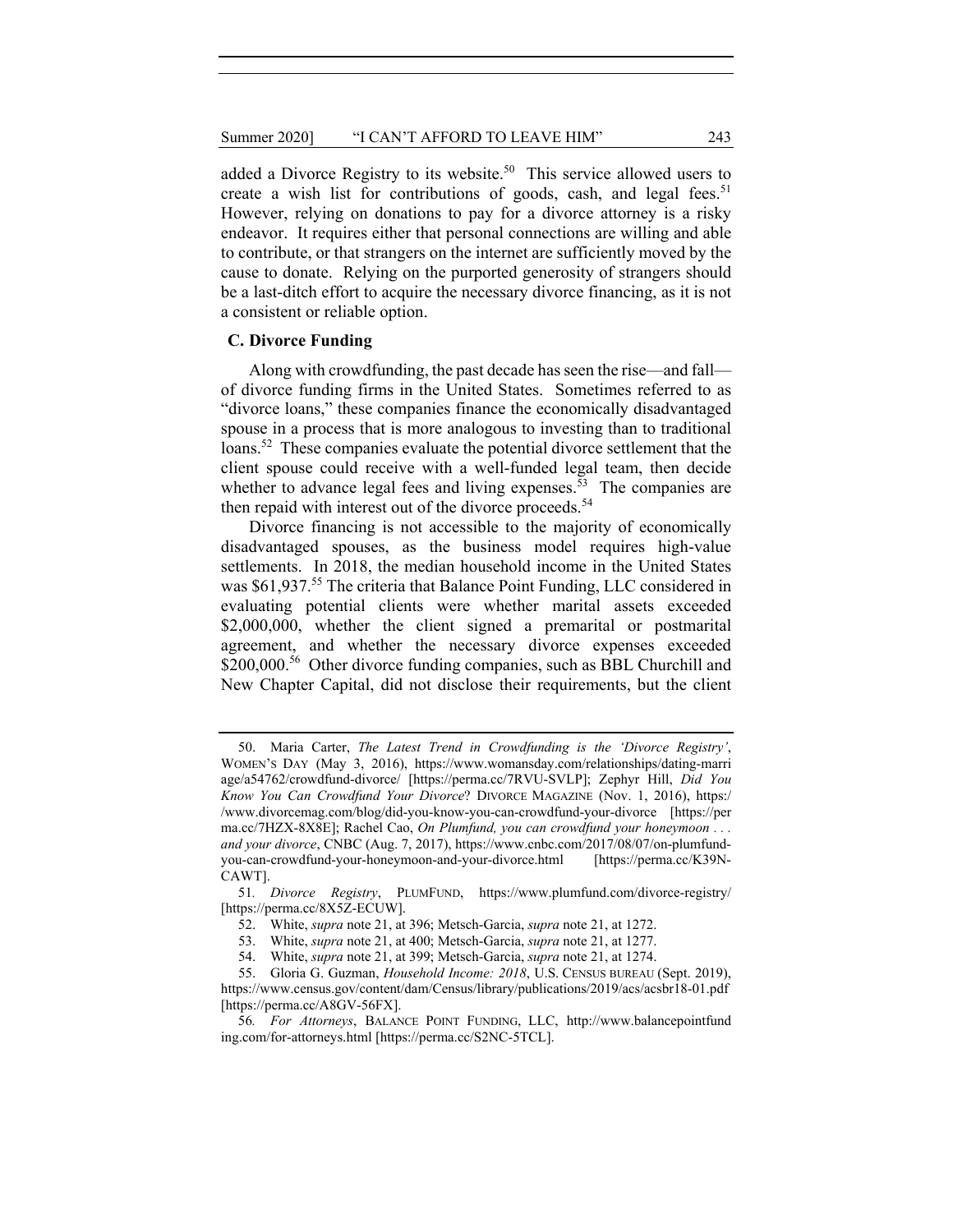added a Divorce Registry to its website.[50] This service allowed users to create a wish list for contributions of goods, cash, and legal fees.[51] However, relying on donations to pay for a divorce attorney is a risky endeavor. It requires either that personal connections are willing and able to contribute, or that strangers on the internet are sufficiently moved by the cause to donate. Relying on the purported generosity of strangers should be a last-ditch effort to acquire the necessary divorce financing, as it is not a consistent or reliable option.

### C. Divorce Funding

Along with crowdfunding, the past decade has seen the rise—and fall—of divorce funding firms in the United States. Sometimes referred to as "divorce loans," these companies finance the economically disadvantaged spouse in a process that is more analogous to investing than to traditional loans.[52] These companies evaluate the potential divorce settlement that the client spouse could receive with a well-funded legal team, then decide whether to advance legal fees and living expenses.[53] The companies are then repaid with interest out of the divorce proceeds.[54]

Divorce financing is not accessible to the majority of economically disadvantaged spouses, as the business model requires high-value settlements. In 2018, the median household income in the United States was $61,937.[55] The criteria that Balance Point Funding, LLC considered in evaluating potential clients were whether marital assets exceeded $2,000,000, whether the client signed a premarital or postmarital agreement, and whether the necessary divorce expenses exceeded $200,000.[56] Other divorce funding companies, such as BBL Churchill and New Chapter Capital, did not disclose their requirements, but the client

---

50. Maria Carter, *The Latest Trend in Crowdfunding is the 'Divorce Registry'*, WOMEN'S DAY (May 3, 2016), https://www.womansday.com/relationships/dating-marriage/a54762/crowdfund-divorce/ [https://perma.cc/7RVU-SVLP]; Zephyr Hill, *Did You Know You Can Crowdfund Your Divorce*? DIVORCE MAGAZINE (Nov. 1, 2016), https://www.divorcemag.com/blog/did-you-know-you-can-crowdfund-your-divorce [https://perma.cc/7HZX-8X8E]; Rachel Cao, *On Plumfund, you can crowdfund your honeymoon . . . and your divorce*, CNBC (Aug. 7, 2017), https://www.cnbc.com/2017/08/07/on-plumfund-you-can-crowdfund-your-honeymoon-and-your-divorce.html [https://perma.cc/K39N-CAWT].

51. *Divorce Registry*, PLUMFUND, https://www.plumfund.com/divorce-registry/ [https://perma.cc/8X5Z-ECUW].

52. White, *supra* note 21, at 396; Metsch-Garcia, *supra* note 21, at 1272.

53. White, *supra* note 21, at 400; Metsch-Garcia, *supra* note 21, at 1277.

54. White, *supra* note 21, at 399; Metsch-Garcia, *supra* note 21, at 1274.

55. Gloria G. Guzman, *Household Income: 2018*, U.S. CENSUS BUREAU (Sept. 2019), https://www.census.gov/content/dam/Census/library/publications/2019/acs/acsbr18-01.pdf [https://perma.cc/A8GV-56FX].

56. *For Attorneys*, BALANCE POINT FUNDING, LLC, http://www.balancepointfunding.com/for-attorneys.html [https://perma.cc/S2NC-5TCL].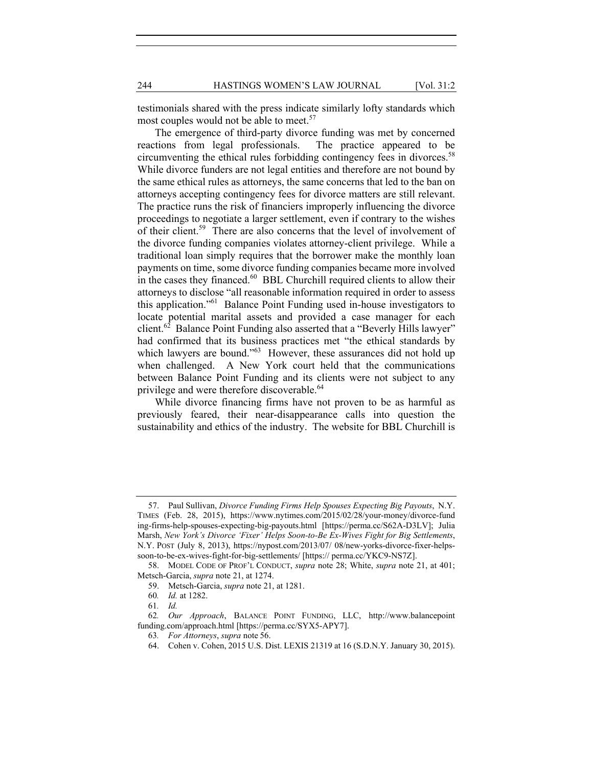testimonials shared with the press indicate similarly lofty standards which most couples would not be able to meet.[57]

The emergence of third-party divorce funding was met by concerned reactions from legal professionals. The practice appeared to be circumventing the ethical rules forbidding contingency fees in divorces.[58] While divorce funders are not legal entities and therefore are not bound by the same ethical rules as attorneys, the same concerns that led to the ban on attorneys accepting contingency fees for divorce matters are still relevant. The practice runs the risk of financiers improperly influencing the divorce proceedings to negotiate a larger settlement, even if contrary to the wishes of their client.[59] There are also concerns that the level of involvement of the divorce funding companies violates attorney-client privilege. While a traditional loan simply requires that the borrower make the monthly loan payments on time, some divorce funding companies became more involved in the cases they financed.[60] BBL Churchill required clients to allow their attorneys to disclose "all reasonable information required in order to assess this application."[61] Balance Point Funding used in-house investigators to locate potential marital assets and provided a case manager for each client.[62] Balance Point Funding also asserted that a "Beverly Hills lawyer" had confirmed that its business practices met "the ethical standards by which lawyers are bound."[63] However, these assurances did not hold up when challenged. A New York court held that the communications between Balance Point Funding and its clients were not subject to any privilege and were therefore discoverable.[64]

While divorce financing firms have not proven to be as harmful as previously feared, their near-disappearance calls into question the sustainability and ethics of the industry. The website for BBL Churchill is

---

57. Paul Sullivan, *Divorce Funding Firms Help Spouses Expecting Big Payouts*, N.Y. TIMES (Feb. 28, 2015), https://www.nytimes.com/2015/02/28/your-money/divorce-funding-firms-help-spouses-expecting-big-payouts.html [https://perma.cc/S62A-D3LV]; Julia Marsh, *New York's Divorce 'Fixer' Helps Soon-to-Be Ex-Wives Fight for Big Settlements*, N.Y. POST (July 8, 2013), https://nypost.com/2013/07/ 08/new-yorks-divorce-fixer-helps-soon-to-be-ex-wives-fight-for-big-settlements/ [https:// perma.cc/YKC9-NS7Z].

58. MODEL CODE OF PROF'L CONDUCT, *supra* note 28; White, *supra* note 21, at 401; Metsch-Garcia, *supra* note 21, at 1274.

59. Metsch-Garcia, *supra* note 21, at 1281.

60. *Id.* at 1282.

61. *Id.*

62. *Our Approach*, BALANCE POINT FUNDING, LLC, http://www.balancepointfunding.com/approach.html [https://perma.cc/SYX5-APY7].

63. *For Attorneys*, *supra* note 56.

64. Cohen v. Cohen, 2015 U.S. Dist. LEXIS 21319 at 16 (S.D.N.Y. January 30, 2015).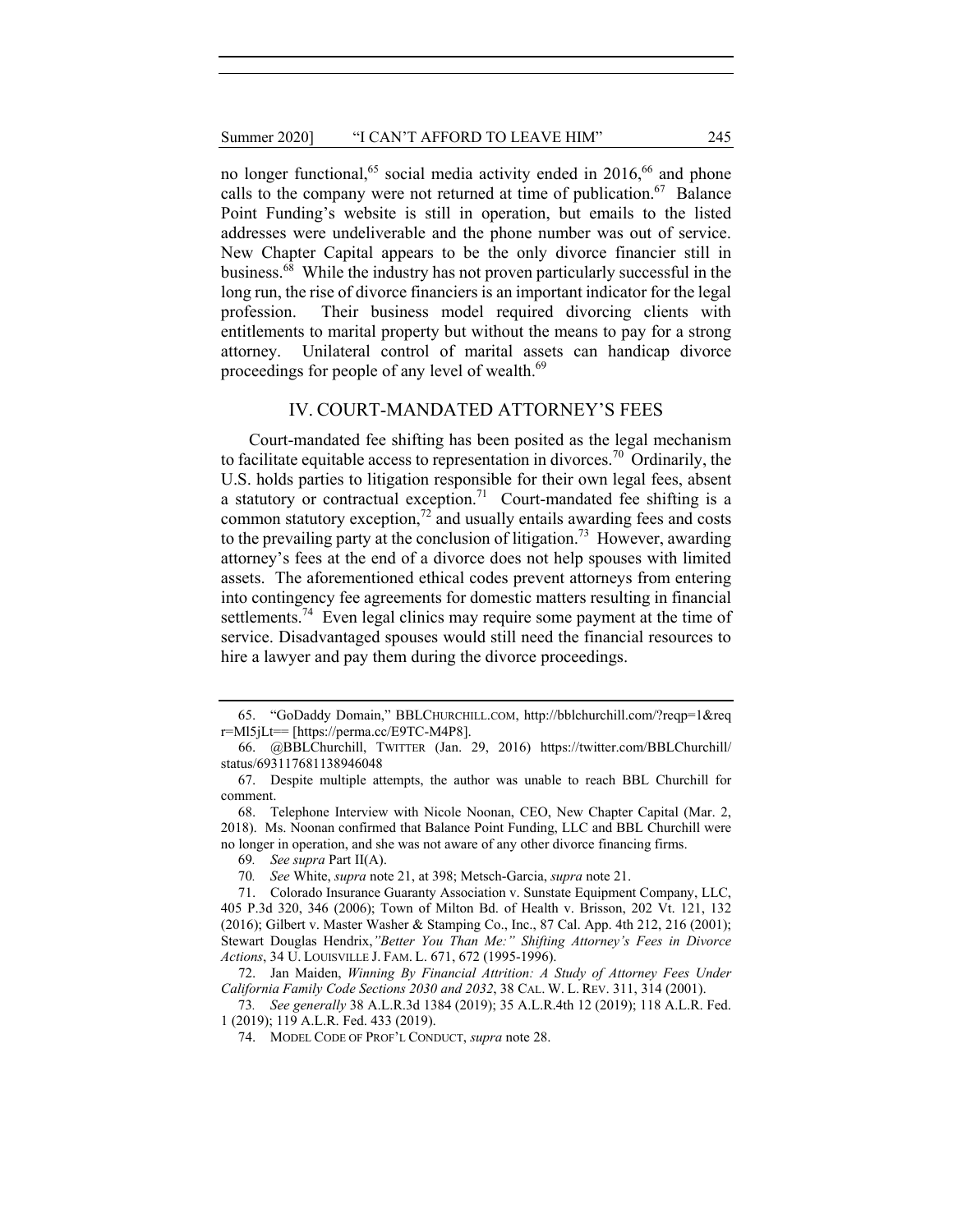no longer functional,[65] social media activity ended in 2016,[66] and phone calls to the company were not returned at time of publication.[67] Balance Point Funding's website is still in operation, but emails to the listed addresses were undeliverable and the phone number was out of service. New Chapter Capital appears to be the only divorce financier still in business.[68] While the industry has not proven particularly successful in the long run, the rise of divorce financiers is an important indicator for the legal profession. Their business model required divorcing clients with entitlements to marital property but without the means to pay for a strong attorney. Unilateral control of marital assets can handicap divorce proceedings for people of any level of wealth.[69]

## IV. COURT-MANDATED ATTORNEY'S FEES

Court-mandated fee shifting has been posited as the legal mechanism to facilitate equitable access to representation in divorces.[70] Ordinarily, the U.S. holds parties to litigation responsible for their own legal fees, absent a statutory or contractual exception.[71] Court-mandated fee shifting is a common statutory exception,[72] and usually entails awarding fees and costs to the prevailing party at the conclusion of litigation.[73] However, awarding attorney's fees at the end of a divorce does not help spouses with limited assets. The aforementioned ethical codes prevent attorneys from entering into contingency fee agreements for domestic matters resulting in financial settlements.[74] Even legal clinics may require some payment at the time of service. Disadvantaged spouses would still need the financial resources to hire a lawyer and pay them during the divorce proceedings.

---

65. "GoDaddy Domain," BBLCHURCHILL.COM, http://bblchurchill.com/?reqp=1&reqr=Ml5jLt== [https://perma.cc/E9TC-M4P8].

66. @BBLChurchill, TWITTER (Jan. 29, 2016) https://twitter.com/BBLChurchill/status/693117681138946048

67. Despite multiple attempts, the author was unable to reach BBL Churchill for comment.

68. Telephone Interview with Nicole Noonan, CEO, New Chapter Capital (Mar. 2, 2018). Ms. Noonan confirmed that Balance Point Funding, LLC and BBL Churchill were no longer in operation, and she was not aware of any other divorce financing firms.

69. *See supra* Part II(A).

70. *See* White, *supra* note 21, at 398; Metsch-Garcia, *supra* note 21.

71. Colorado Insurance Guaranty Association v. Sunstate Equipment Company, LLC, 405 P.3d 320, 346 (2006); Town of Milton Bd. of Health v. Brisson, 202 Vt. 121, 132 (2016); Gilbert v. Master Washer & Stamping Co., Inc., 87 Cal. App. 4th 212, 216 (2001); Stewart Douglas Hendrix, *"Better You Than Me:" Shifting Attorney's Fees in Divorce Actions*, 34 U. LOUISVILLE J. FAM. L. 671, 672 (1995-1996).

72. Jan Maiden, *Winning By Financial Attrition: A Study of Attorney Fees Under California Family Code Sections 2030 and 2032*, 38 CAL. W. L. REV. 311, 314 (2001).

73. *See generally* 38 A.L.R.3d 1384 (2019); 35 A.L.R.4th 12 (2019); 118 A.L.R. Fed. 1 (2019); 119 A.L.R. Fed. 433 (2019).

74. MODEL CODE OF PROF'L CONDUCT, *supra* note 28.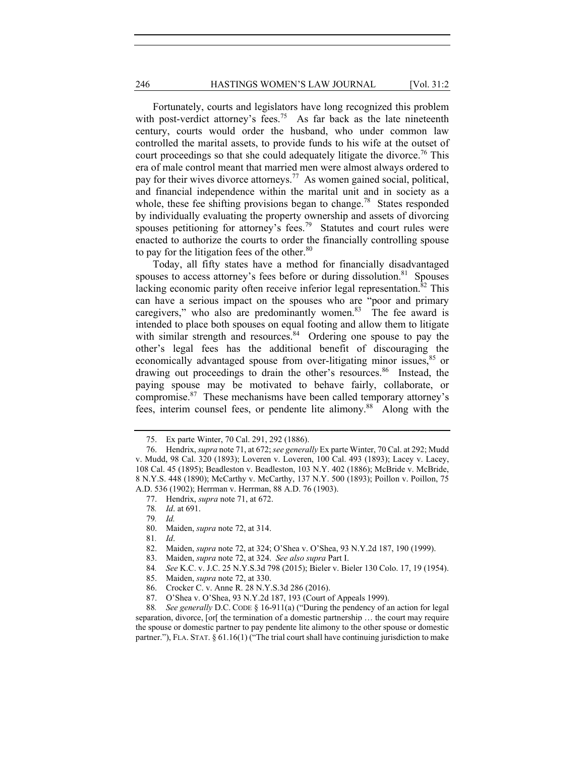Fortunately, courts and legislators have long recognized this problem with post-verdict attorney's fees.[75] As far back as the late nineteenth century, courts would order the husband, who under common law controlled the marital assets, to provide funds to his wife at the outset of court proceedings so that she could adequately litigate the divorce.[76] This era of male control meant that married men were almost always ordered to pay for their wives divorce attorneys.[77] As women gained social, political, and financial independence within the marital unit and in society as a whole, these fee shifting provisions began to change.[78] States responded by individually evaluating the property ownership and assets of divorcing spouses petitioning for attorney's fees.[79] Statutes and court rules were enacted to authorize the courts to order the financially controlling spouse to pay for the litigation fees of the other.[80]

Today, all fifty states have a method for financially disadvantaged spouses to access attorney's fees before or during dissolution.[81] Spouses lacking economic parity often receive inferior legal representation.[82] This can have a serious impact on the spouses who are "poor and primary caregivers," who also are predominantly women.[83] The fee award is intended to place both spouses on equal footing and allow them to litigate with similar strength and resources.[84] Ordering one spouse to pay the other's legal fees has the additional benefit of discouraging the economically advantaged spouse from over-litigating minor issues,[85] or drawing out proceedings to drain the other's resources.[86] Instead, the paying spouse may be motivated to behave fairly, collaborate, or compromise.[87] These mechanisms have been called temporary attorney's fees, interim counsel fees, or pendente lite alimony.[88] Along with the

---

75. Ex parte Winter, 70 Cal. 291, 292 (1886).

76. Hendrix, *supra* note 71, at 672; *see generally* Ex parte Winter, 70 Cal. at 292; Mudd v. Mudd, 98 Cal. 320 (1893); Loveren v. Loveren, 100 Cal. 493 (1893); Lacey v. Lacey, 108 Cal. 45 (1895); Beadleston v. Beadleston, 103 N.Y. 402 (1886); McBride v. McBride, 8 N.Y.S. 448 (1890); McCarthy v. McCarthy, 137 N.Y. 500 (1893); Poillon v. Poillon, 75 A.D. 536 (1902); Herrman v. Herrman, 88 A.D. 76 (1903).

77. Hendrix, *supra* note 71, at 672.

78. *Id*. at 691.

79. *Id.*

80. Maiden, *supra* note 72, at 314.

81. *Id*.

82. Maiden, *supra* note 72, at 324; O'Shea v. O'Shea, 93 N.Y.2d 187, 190 (1999).

83. Maiden, *supra* note 72, at 324. *See also supra* Part I.

84. *See* K.C. v. J.C. 25 N.Y.S.3d 798 (2015); Bieler v. Bieler 130 Colo. 17, 19 (1954).

85. Maiden, *supra* note 72, at 330.

86. Crocker C. v. Anne R. 28 N.Y.S.3d 286 (2016).

87. O'Shea v. O'Shea, 93 N.Y.2d 187, 193 (Court of Appeals 1999).

88. *See generally* D.C. CODE § 16-911(a) ("During the pendency of an action for legal separation, divorce, [or[ the termination of a domestic partnership … the court may require the spouse or domestic partner to pay pendente lite alimony to the other spouse or domestic partner."), FLA. STAT. § 61.16(1) ("The trial court shall have continuing jurisdiction to make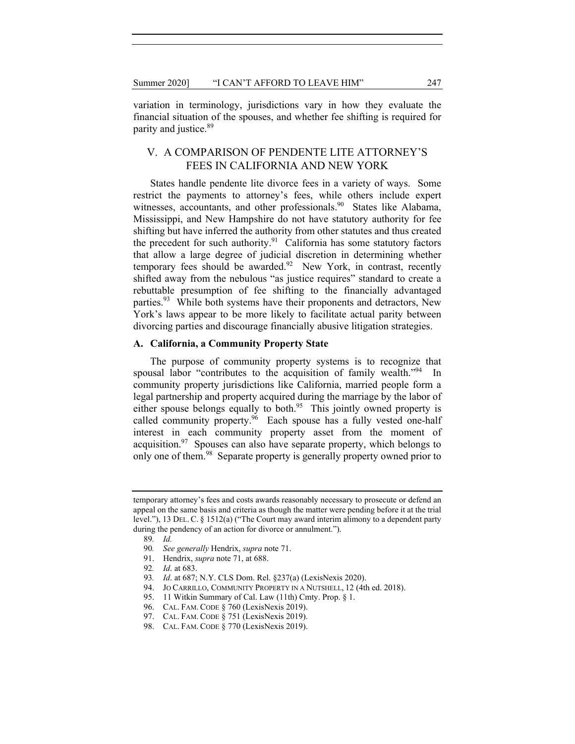variation in terminology, jurisdictions vary in how they evaluate the financial situation of the spouses, and whether fee shifting is required for parity and justice.[89]

## V. A COMPARISON OF PENDENTE LITE ATTORNEY'S FEES IN CALIFORNIA AND NEW YORK

States handle pendente lite divorce fees in a variety of ways. Some restrict the payments to attorney's fees, while others include expert witnesses, accountants, and other professionals.[90] States like Alabama, Mississippi, and New Hampshire do not have statutory authority for fee shifting but have inferred the authority from other statutes and thus created the precedent for such authority.[91] California has some statutory factors that allow a large degree of judicial discretion in determining whether temporary fees should be awarded.[92] New York, in contrast, recently shifted away from the nebulous "as justice requires" standard to create a rebuttable presumption of fee shifting to the financially advantaged parties.[93] While both systems have their proponents and detractors, New York's laws appear to be more likely to facilitate actual parity between divorcing parties and discourage financially abusive litigation strategies.

### A. California, a Community Property State

The purpose of community property systems is to recognize that spousal labor "contributes to the acquisition of family wealth."[94] In community property jurisdictions like California, married people form a legal partnership and property acquired during the marriage by the labor of either spouse belongs equally to both.[95] This jointly owned property is called community property.[96] Each spouse has a fully vested one-half interest in each community property asset from the moment of acquisition.[97] Spouses can also have separate property, which belongs to only one of them.[98] Separate property is generally property owned prior to

---

temporary attorney's fees and costs awards reasonably necessary to prosecute or defend an appeal on the same basis and criteria as though the matter were pending before it at the trial level."), 13 DEL. C. § 1512(a) ("The Court may award interim alimony to a dependent party during the pendency of an action for divorce or annulment.").

89. *Id.*
90. *See generally* Hendrix, *supra* note 71.
91. Hendrix, *supra* note 71, at 688.
92. *Id*. at 683.
93. *Id*. at 687; N.Y. CLS Dom. Rel. §237(a) (LexisNexis 2020).
94. JO CARRILLO, COMMUNITY PROPERTY IN A NUTSHELL, 12 (4th ed. 2018).
95. 11 Witkin Summary of Cal. Law (11th) Cmty. Prop. § 1.
96. CAL. FAM. CODE § 760 (LexisNexis 2019).
97. CAL. FAM. CODE § 751 (LexisNexis 2019).
98. CAL. FAM. CODE § 770 (LexisNexis 2019).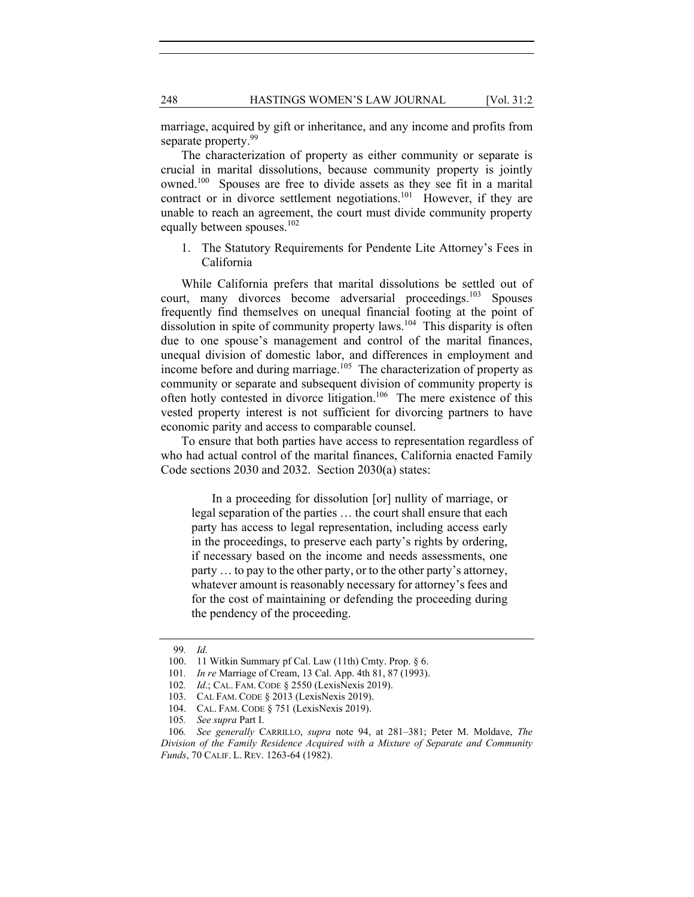marriage, acquired by gift or inheritance, and any income and profits from separate property.[99]

The characterization of property as either community or separate is crucial in marital dissolutions, because community property is jointly owned.[100] Spouses are free to divide assets as they see fit in a marital contract or in divorce settlement negotiations.[101] However, if they are unable to reach an agreement, the court must divide community property equally between spouses.[102]

1. The Statutory Requirements for Pendente Lite Attorney's Fees in California

While California prefers that marital dissolutions be settled out of court, many divorces become adversarial proceedings.[103] Spouses frequently find themselves on unequal financial footing at the point of dissolution in spite of community property laws.[104] This disparity is often due to one spouse's management and control of the marital finances, unequal division of domestic labor, and differences in employment and income before and during marriage.[105] The characterization of property as community or separate and subsequent division of community property is often hotly contested in divorce litigation.[106] The mere existence of this vested property interest is not sufficient for divorcing partners to have economic parity and access to comparable counsel.

To ensure that both parties have access to representation regardless of who had actual control of the marital finances, California enacted Family Code sections 2030 and 2032. Section 2030(a) states:

> In a proceeding for dissolution [or] nullity of marriage, or legal separation of the parties … the court shall ensure that each party has access to legal representation, including access early in the proceedings, to preserve each party's rights by ordering, if necessary based on the income and needs assessments, one party … to pay to the other party, or to the other party's attorney, whatever amount is reasonably necessary for attorney's fees and for the cost of maintaining or defending the proceeding during the pendency of the proceeding.

---

99. *Id.*

100. 11 Witkin Summary pf Cal. Law (11th) Cmty. Prop. § 6.

101. *In re* Marriage of Cream, 13 Cal. App. 4th 81, 87 (1993).

102. *Id*.; CAL. FAM. CODE § 2550 (LexisNexis 2019).

103. CAL FAM. CODE § 2013 (LexisNexis 2019).

104. CAL. FAM. CODE § 751 (LexisNexis 2019).

105. *See supra* Part I.

106. *See generally* CARRILLO, *supra* note 94, at 281–381; Peter M. Moldave, *The Division of the Family Residence Acquired with a Mixture of Separate and Community Funds*, 70 CALIF. L. REV. 1263-64 (1982).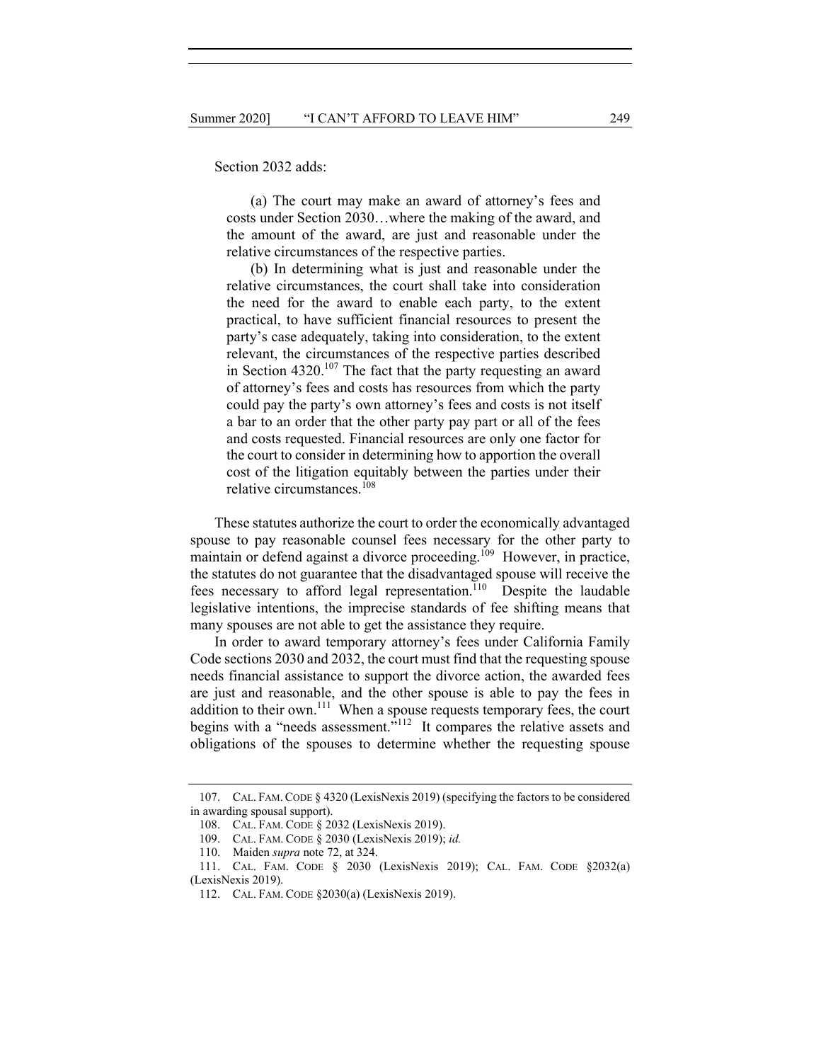Section 2032 adds:

> (a) The court may make an award of attorney's fees and costs under Section 2030…where the making of the award, and the amount of the award, are just and reasonable under the relative circumstances of the respective parties.
>
> (b) In determining what is just and reasonable under the relative circumstances, the court shall take into consideration the need for the award to enable each party, to the extent practical, to have sufficient financial resources to present the party's case adequately, taking into consideration, to the extent relevant, the circumstances of the respective parties described in Section 4320.[107] The fact that the party requesting an award of attorney's fees and costs has resources from which the party could pay the party's own attorney's fees and costs is not itself a bar to an order that the other party pay part or all of the fees and costs requested. Financial resources are only one factor for the court to consider in determining how to apportion the overall cost of the litigation equitably between the parties under their relative circumstances.[108]

These statutes authorize the court to order the economically advantaged spouse to pay reasonable counsel fees necessary for the other party to maintain or defend against a divorce proceeding.[109] However, in practice, the statutes do not guarantee that the disadvantaged spouse will receive the fees necessary to afford legal representation.[110] Despite the laudable legislative intentions, the imprecise standards of fee shifting means that many spouses are not able to get the assistance they require.

In order to award temporary attorney's fees under California Family Code sections 2030 and 2032, the court must find that the requesting spouse needs financial assistance to support the divorce action, the awarded fees are just and reasonable, and the other spouse is able to pay the fees in addition to their own.[111] When a spouse requests temporary fees, the court begins with a "needs assessment."[112] It compares the relative assets and obligations of the spouses to determine whether the requesting spouse

---

107. CAL. FAM. CODE § 4320 (LexisNexis 2019) (specifying the factors to be considered in awarding spousal support).

108. CAL. FAM. CODE § 2032 (LexisNexis 2019).

109. CAL. FAM. CODE § 2030 (LexisNexis 2019); *id.*

110. Maiden *supra* note 72, at 324.

111. CAL. FAM. CODE § 2030 (LexisNexis 2019); CAL. FAM. CODE §2032(a) (LexisNexis 2019).

112. CAL. FAM. CODE §2030(a) (LexisNexis 2019).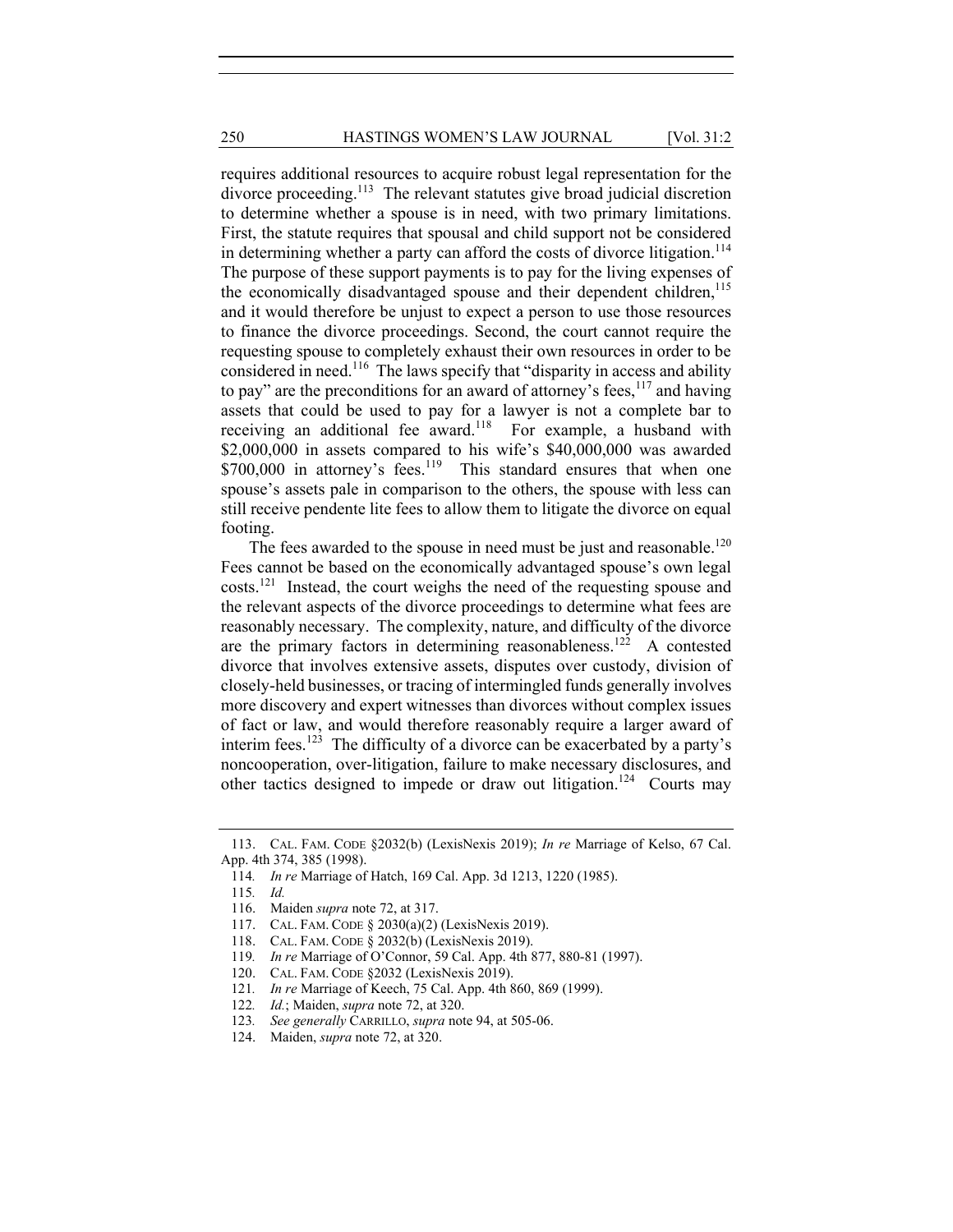requires additional resources to acquire robust legal representation for the divorce proceeding.[113] The relevant statutes give broad judicial discretion to determine whether a spouse is in need, with two primary limitations. First, the statute requires that spousal and child support not be considered in determining whether a party can afford the costs of divorce litigation.[114] The purpose of these support payments is to pay for the living expenses of the economically disadvantaged spouse and their dependent children,[115] and it would therefore be unjust to expect a person to use those resources to finance the divorce proceedings. Second, the court cannot require the requesting spouse to completely exhaust their own resources in order to be considered in need.[116] The laws specify that "disparity in access and ability to pay" are the preconditions for an award of attorney's fees,[117] and having assets that could be used to pay for a lawyer is not a complete bar to receiving an additional fee award.[118] For example, a husband with $2,000,000 in assets compared to his wife's $40,000,000 was awarded $700,000 in attorney's fees.[119] This standard ensures that when one spouse's assets pale in comparison to the others, the spouse with less can still receive pendente lite fees to allow them to litigate the divorce on equal footing.

The fees awarded to the spouse in need must be just and reasonable.[120] Fees cannot be based on the economically advantaged spouse's own legal costs.[121] Instead, the court weighs the need of the requesting spouse and the relevant aspects of the divorce proceedings to determine what fees are reasonably necessary. The complexity, nature, and difficulty of the divorce are the primary factors in determining reasonableness.[122] A contested divorce that involves extensive assets, disputes over custody, division of closely-held businesses, or tracing of intermingled funds generally involves more discovery and expert witnesses than divorces without complex issues of fact or law, and would therefore reasonably require a larger award of interim fees.[123] The difficulty of a divorce can be exacerbated by a party's noncooperation, over-litigation, failure to make necessary disclosures, and other tactics designed to impede or draw out litigation.[124] Courts may

---

113. CAL. FAM. CODE §2032(b) (LexisNexis 2019); *In re* Marriage of Kelso, 67 Cal. App. 4th 374, 385 (1998).

114. *In re* Marriage of Hatch, 169 Cal. App. 3d 1213, 1220 (1985).

115. *Id.*

116. Maiden *supra* note 72, at 317.

117. CAL. FAM. CODE § 2030(a)(2) (LexisNexis 2019).

118. CAL. FAM. CODE § 2032(b) (LexisNexis 2019).

119. *In re* Marriage of O'Connor, 59 Cal. App. 4th 877, 880-81 (1997).

120. CAL. FAM. CODE §2032 (LexisNexis 2019).

121. *In re* Marriage of Keech, 75 Cal. App. 4th 860, 869 (1999).

122. *Id.*; Maiden, *supra* note 72, at 320.

123. *See generally* CARRILLO, *supra* note 94, at 505-06.

124. Maiden, *supra* note 72, at 320.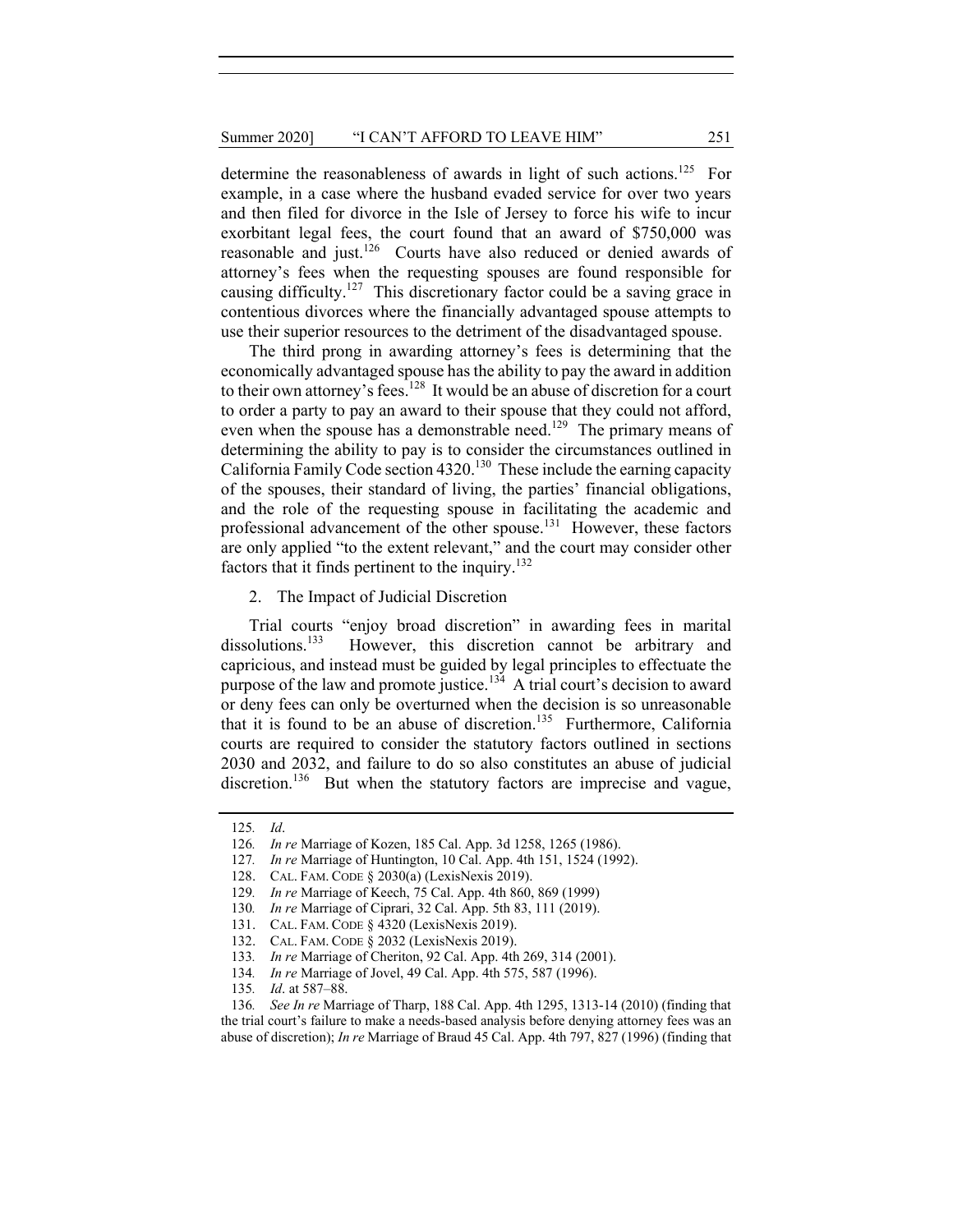determine the reasonableness of awards in light of such actions.[125] For example, in a case where the husband evaded service for over two years and then filed for divorce in the Isle of Jersey to force his wife to incur exorbitant legal fees, the court found that an award of $750,000 was reasonable and just.[126] Courts have also reduced or denied awards of attorney's fees when the requesting spouses are found responsible for causing difficulty.[127] This discretionary factor could be a saving grace in contentious divorces where the financially advantaged spouse attempts to use their superior resources to the detriment of the disadvantaged spouse.

The third prong in awarding attorney's fees is determining that the economically advantaged spouse has the ability to pay the award in addition to their own attorney's fees.[128] It would be an abuse of discretion for a court to order a party to pay an award to their spouse that they could not afford, even when the spouse has a demonstrable need.[129] The primary means of determining the ability to pay is to consider the circumstances outlined in California Family Code section 4320.[130] These include the earning capacity of the spouses, their standard of living, the parties' financial obligations, and the role of the requesting spouse in facilitating the academic and professional advancement of the other spouse.[131] However, these factors are only applied "to the extent relevant," and the court may consider other factors that it finds pertinent to the inquiry.[132]

2. The Impact of Judicial Discretion

Trial courts "enjoy broad discretion" in awarding fees in marital dissolutions.[133] However, this discretion cannot be arbitrary and capricious, and instead must be guided by legal principles to effectuate the purpose of the law and promote justice.[134] A trial court's decision to award or deny fees can only be overturned when the decision is so unreasonable that it is found to be an abuse of discretion.[135] Furthermore, California courts are required to consider the statutory factors outlined in sections 2030 and 2032, and failure to do so also constitutes an abuse of judicial discretion.[136] But when the statutory factors are imprecise and vague,

---

125. *Id*.
126. *In re* Marriage of Kozen, 185 Cal. App. 3d 1258, 1265 (1986).
127. *In re* Marriage of Huntington, 10 Cal. App. 4th 151, 1524 (1992).
128. CAL. FAM. CODE § 2030(a) (LexisNexis 2019).
129. *In re* Marriage of Keech, 75 Cal. App. 4th 860, 869 (1999)
130. *In re* Marriage of Ciprari, 32 Cal. App. 5th 83, 111 (2019).
131. CAL. FAM. CODE § 4320 (LexisNexis 2019).
132. CAL. FAM. CODE § 2032 (LexisNexis 2019).
133. *In re* Marriage of Cheriton, 92 Cal. App. 4th 269, 314 (2001).
134. *In re* Marriage of Jovel, 49 Cal. App. 4th 575, 587 (1996).
135. *Id*. at 587–88.
136. *See In re* Marriage of Tharp, 188 Cal. App. 4th 1295, 1313-14 (2010) (finding that the trial court's failure to make a needs-based analysis before denying attorney fees was an abuse of discretion); *In re* Marriage of Braud 45 Cal. App. 4th 797, 827 (1996) (finding that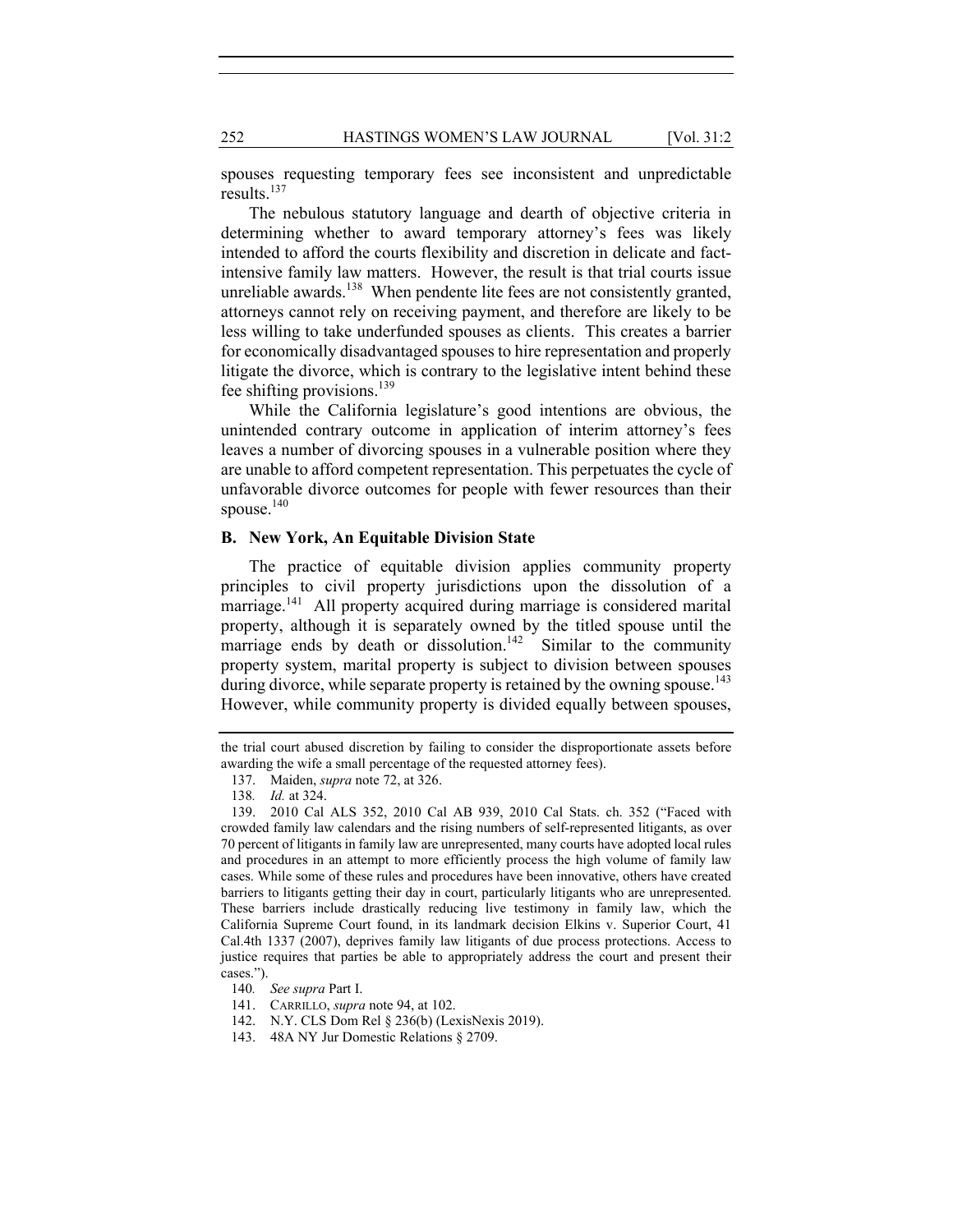spouses requesting temporary fees see inconsistent and unpredictable results.[137]

The nebulous statutory language and dearth of objective criteria in determining whether to award temporary attorney's fees was likely intended to afford the courts flexibility and discretion in delicate and fact-intensive family law matters. However, the result is that trial courts issue unreliable awards.[138] When pendente lite fees are not consistently granted, attorneys cannot rely on receiving payment, and therefore are likely to be less willing to take underfunded spouses as clients. This creates a barrier for economically disadvantaged spouses to hire representation and properly litigate the divorce, which is contrary to the legislative intent behind these fee shifting provisions.[139]

While the California legislature's good intentions are obvious, the unintended contrary outcome in application of interim attorney's fees leaves a number of divorcing spouses in a vulnerable position where they are unable to afford competent representation. This perpetuates the cycle of unfavorable divorce outcomes for people with fewer resources than their spouse.[140]

### B. New York, An Equitable Division State

The practice of equitable division applies community property principles to civil property jurisdictions upon the dissolution of a marriage.[141] All property acquired during marriage is considered marital property, although it is separately owned by the titled spouse until the marriage ends by death or dissolution.[142] Similar to the community property system, marital property is subject to division between spouses during divorce, while separate property is retained by the owning spouse.[143] However, while community property is divided equally between spouses,

---

the trial court abused discretion by failing to consider the disproportionate assets before awarding the wife a small percentage of the requested attorney fees).

137. Maiden, *supra* note 72, at 326.

138. *Id.* at 324.

139. 2010 Cal ALS 352, 2010 Cal AB 939, 2010 Cal Stats. ch. 352 ("Faced with crowded family law calendars and the rising numbers of self-represented litigants, as over 70 percent of litigants in family law are unrepresented, many courts have adopted local rules and procedures in an attempt to more efficiently process the high volume of family law cases. While some of these rules and procedures have been innovative, others have created barriers to litigants getting their day in court, particularly litigants who are unrepresented. These barriers include drastically reducing live testimony in family law, which the California Supreme Court found, in its landmark decision Elkins v. Superior Court, 41 Cal.4th 1337 (2007), deprives family law litigants of due process protections. Access to justice requires that parties be able to appropriately address the court and present their cases.").

140. *See supra* Part I.

141. CARRILLO, *supra* note 94, at 102.

142. N.Y. CLS Dom Rel § 236(b) (LexisNexis 2019).

143. 48A NY Jur Domestic Relations § 2709.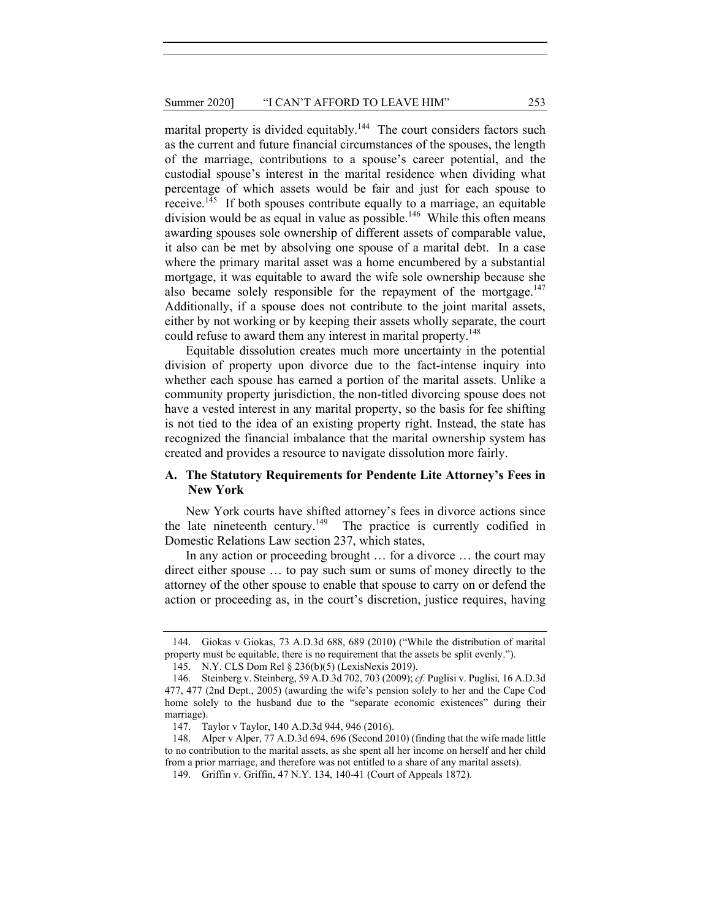marital property is divided equitably.[144] The court considers factors such as the current and future financial circumstances of the spouses, the length of the marriage, contributions to a spouse's career potential, and the custodial spouse's interest in the marital residence when dividing what percentage of which assets would be fair and just for each spouse to receive.[145] If both spouses contribute equally to a marriage, an equitable division would be as equal in value as possible.[146] While this often means awarding spouses sole ownership of different assets of comparable value, it also can be met by absolving one spouse of a marital debt. In a case where the primary marital asset was a home encumbered by a substantial mortgage, it was equitable to award the wife sole ownership because she also became solely responsible for the repayment of the mortgage.[147] Additionally, if a spouse does not contribute to the joint marital assets, either by not working or by keeping their assets wholly separate, the court could refuse to award them any interest in marital property.[148]

Equitable dissolution creates much more uncertainty in the potential division of property upon divorce due to the fact-intense inquiry into whether each spouse has earned a portion of the marital assets. Unlike a community property jurisdiction, the non-titled divorcing spouse does not have a vested interest in any marital property, so the basis for fee shifting is not tied to the idea of an existing property right. Instead, the state has recognized the financial imbalance that the marital ownership system has created and provides a resource to navigate dissolution more fairly.

### A. The Statutory Requirements for Pendente Lite Attorney's Fees in New York

New York courts have shifted attorney's fees in divorce actions since the late nineteenth century.[149] The practice is currently codified in Domestic Relations Law section 237, which states,

In any action or proceeding brought … for a divorce … the court may direct either spouse … to pay such sum or sums of money directly to the attorney of the other spouse to enable that spouse to carry on or defend the action or proceeding as, in the court's discretion, justice requires, having

---

144. Giokas v Giokas, 73 A.D.3d 688, 689 (2010) ("While the distribution of marital property must be equitable, there is no requirement that the assets be split evenly.").

145. N.Y. CLS Dom Rel § 236(b)(5) (LexisNexis 2019).

146. Steinberg v. Steinberg, 59 A.D.3d 702, 703 (2009); *cf.* Puglisi v. Puglisi*,* 16 A.D.3d 477, 477 (2nd Dept., 2005) (awarding the wife's pension solely to her and the Cape Cod home solely to the husband due to the "separate economic existences" during their marriage).

147. Taylor v Taylor, 140 A.D.3d 944, 946 (2016).

148. Alper v Alper, 77 A.D.3d 694, 696 (Second 2010) (finding that the wife made little to no contribution to the marital assets, as she spent all her income on herself and her child from a prior marriage, and therefore was not entitled to a share of any marital assets).

149. Griffin v. Griffin, 47 N.Y. 134, 140-41 (Court of Appeals 1872).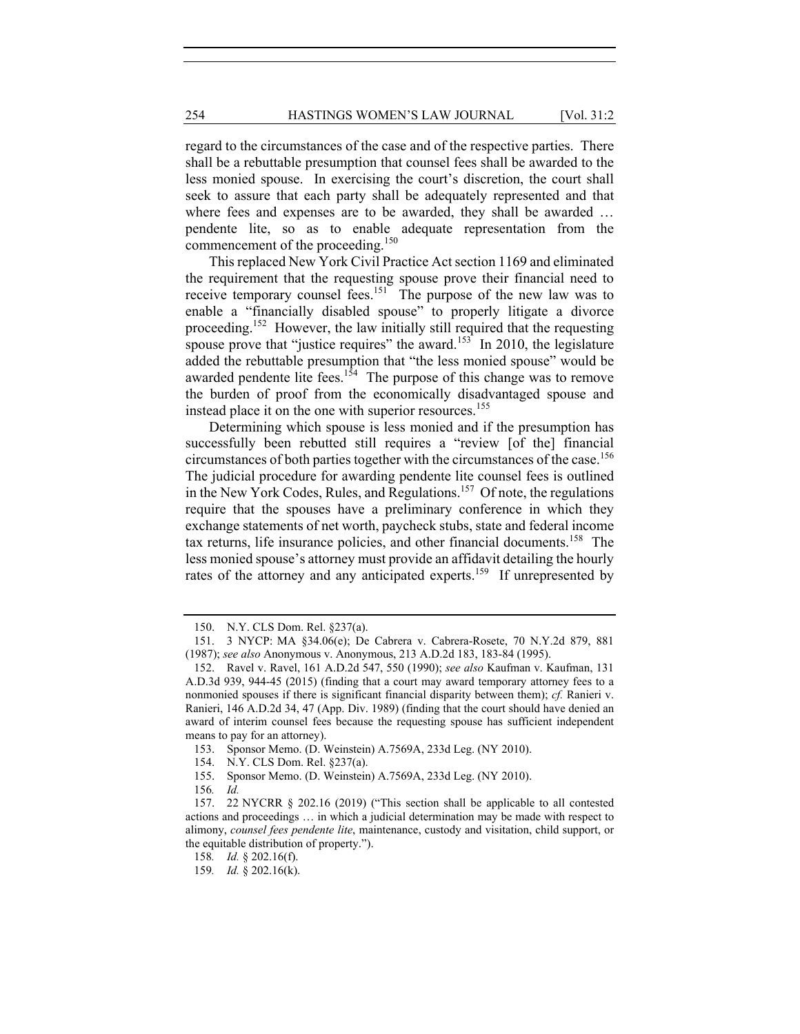regard to the circumstances of the case and of the respective parties. There shall be a rebuttable presumption that counsel fees shall be awarded to the less monied spouse. In exercising the court's discretion, the court shall seek to assure that each party shall be adequately represented and that where fees and expenses are to be awarded, they shall be awarded … pendente lite, so as to enable adequate representation from the commencement of the proceeding.[150]

This replaced New York Civil Practice Act section 1169 and eliminated the requirement that the requesting spouse prove their financial need to receive temporary counsel fees.[151] The purpose of the new law was to enable a "financially disabled spouse" to properly litigate a divorce proceeding.[152] However, the law initially still required that the requesting spouse prove that "justice requires" the award.[153] In 2010, the legislature added the rebuttable presumption that "the less monied spouse" would be awarded pendente lite fees.[154] The purpose of this change was to remove the burden of proof from the economically disadvantaged spouse and instead place it on the one with superior resources.[155]

Determining which spouse is less monied and if the presumption has successfully been rebutted still requires a "review [of the] financial circumstances of both parties together with the circumstances of the case.[156] The judicial procedure for awarding pendente lite counsel fees is outlined in the New York Codes, Rules, and Regulations.[157] Of note, the regulations require that the spouses have a preliminary conference in which they exchange statements of net worth, paycheck stubs, state and federal income tax returns, life insurance policies, and other financial documents.[158] The less monied spouse's attorney must provide an affidavit detailing the hourly rates of the attorney and any anticipated experts.[159] If unrepresented by

---

150. N.Y. CLS Dom. Rel. §237(a).

151. 3 NYCP: MA §34.06(e); De Cabrera v. Cabrera-Rosete, 70 N.Y.2d 879, 881 (1987); *see also* Anonymous v. Anonymous, 213 A.D.2d 183, 183-84 (1995).

152. Ravel v. Ravel, 161 A.D.2d 547, 550 (1990); *see also* Kaufman v. Kaufman, 131 A.D.3d 939, 944-45 (2015) (finding that a court may award temporary attorney fees to a nonmonied spouses if there is significant financial disparity between them); *cf.* Ranieri v. Ranieri, 146 A.D.2d 34, 47 (App. Div. 1989) (finding that the court should have denied an award of interim counsel fees because the requesting spouse has sufficient independent means to pay for an attorney).

153. Sponsor Memo. (D. Weinstein) A.7569A, 233d Leg. (NY 2010).

154. N.Y. CLS Dom. Rel. §237(a).

155. Sponsor Memo. (D. Weinstein) A.7569A, 233d Leg. (NY 2010).

156. *Id.*

157. 22 NYCRR § 202.16 (2019) ("This section shall be applicable to all contested actions and proceedings … in which a judicial determination may be made with respect to alimony, *counsel fees pendente lite*, maintenance, custody and visitation, child support, or the equitable distribution of property.").

158. *Id.* § 202.16(f).

159. *Id.* § 202.16(k).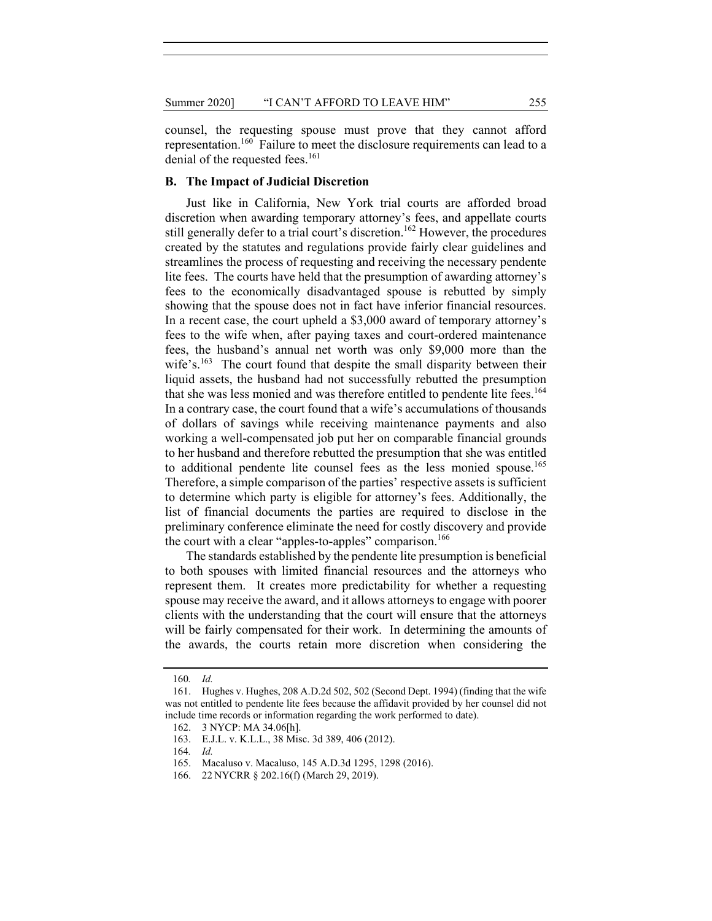counsel, the requesting spouse must prove that they cannot afford representation.[160] Failure to meet the disclosure requirements can lead to a denial of the requested fees.[161]

### B. The Impact of Judicial Discretion

Just like in California, New York trial courts are afforded broad discretion when awarding temporary attorney's fees, and appellate courts still generally defer to a trial court's discretion.[162] However, the procedures created by the statutes and regulations provide fairly clear guidelines and streamlines the process of requesting and receiving the necessary pendente lite fees. The courts have held that the presumption of awarding attorney's fees to the economically disadvantaged spouse is rebutted by simply showing that the spouse does not in fact have inferior financial resources. In a recent case, the court upheld a $3,000 award of temporary attorney's fees to the wife when, after paying taxes and court-ordered maintenance fees, the husband's annual net worth was only $9,000 more than the wife's.[163] The court found that despite the small disparity between their liquid assets, the husband had not successfully rebutted the presumption that she was less monied and was therefore entitled to pendente lite fees.[164] In a contrary case, the court found that a wife's accumulations of thousands of dollars of savings while receiving maintenance payments and also working a well-compensated job put her on comparable financial grounds to her husband and therefore rebutted the presumption that she was entitled to additional pendente lite counsel fees as the less monied spouse.[165] Therefore, a simple comparison of the parties' respective assets is sufficient to determine which party is eligible for attorney's fees. Additionally, the list of financial documents the parties are required to disclose in the preliminary conference eliminate the need for costly discovery and provide the court with a clear "apples-to-apples" comparison.[166]

The standards established by the pendente lite presumption is beneficial to both spouses with limited financial resources and the attorneys who represent them. It creates more predictability for whether a requesting spouse may receive the award, and it allows attorneys to engage with poorer clients with the understanding that the court will ensure that the attorneys will be fairly compensated for their work. In determining the amounts of the awards, the courts retain more discretion when considering the

---

160. *Id.*

161. Hughes v. Hughes, 208 A.D.2d 502, 502 (Second Dept. 1994) (finding that the wife was not entitled to pendente lite fees because the affidavit provided by her counsel did not include time records or information regarding the work performed to date).

162. 3 NYCP: MA 34.06[h].

163. E.J.L. v. K.L.L., 38 Misc. 3d 389, 406 (2012).

164. *Id.*

165. Macaluso v. Macaluso, 145 A.D.3d 1295, 1298 (2016).

166. 22 NYCRR § 202.16(f) (March 29, 2019).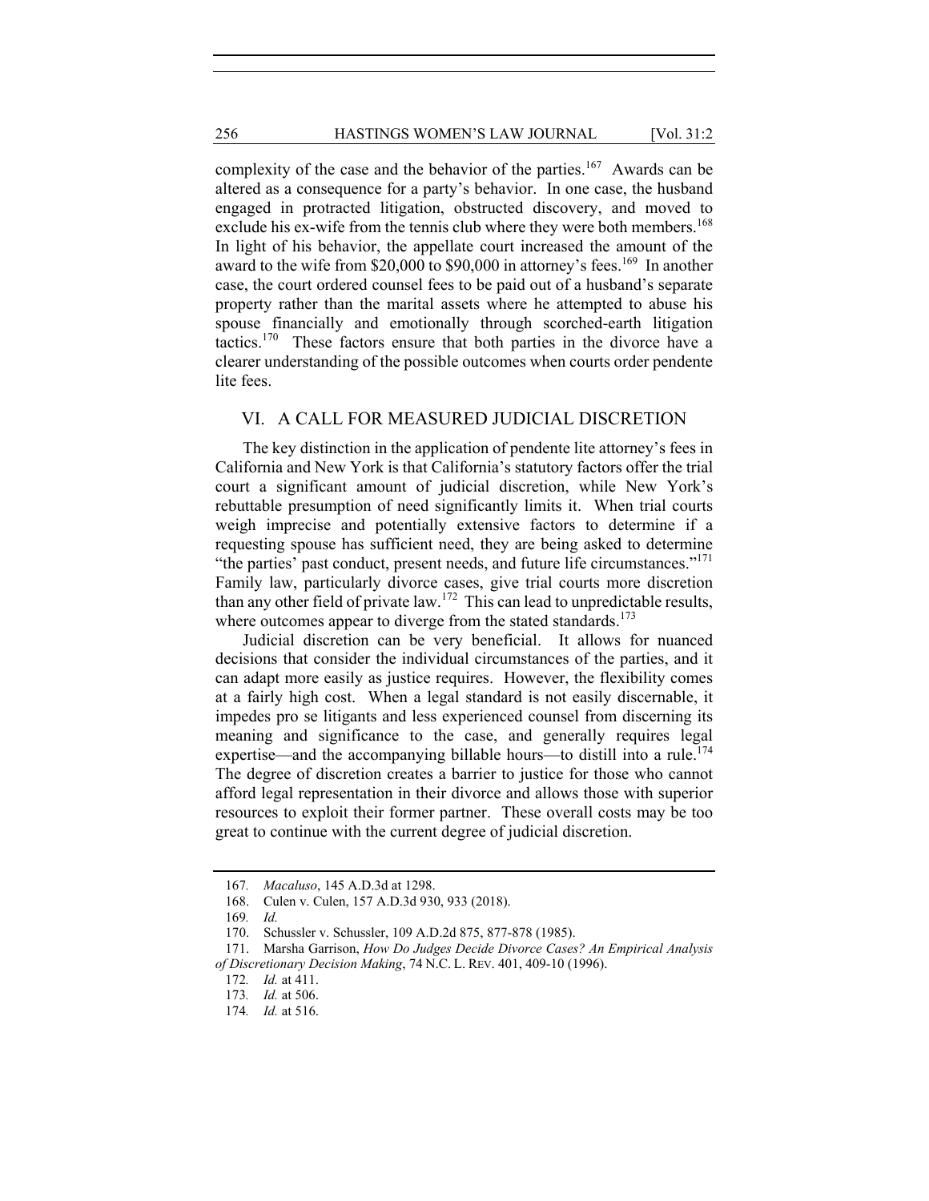complexity of the case and the behavior of the parties.[167] Awards can be altered as a consequence for a party's behavior. In one case, the husband engaged in protracted litigation, obstructed discovery, and moved to exclude his ex-wife from the tennis club where they were both members.[168] In light of his behavior, the appellate court increased the amount of the award to the wife from $20,000 to $90,000 in attorney's fees.[169] In another case, the court ordered counsel fees to be paid out of a husband's separate property rather than the marital assets where he attempted to abuse his spouse financially and emotionally through scorched-earth litigation tactics.[170] These factors ensure that both parties in the divorce have a clearer understanding of the possible outcomes when courts order pendente lite fees.

## VI. A CALL FOR MEASURED JUDICIAL DISCRETION

The key distinction in the application of pendente lite attorney's fees in California and New York is that California's statutory factors offer the trial court a significant amount of judicial discretion, while New York's rebuttable presumption of need significantly limits it. When trial courts weigh imprecise and potentially extensive factors to determine if a requesting spouse has sufficient need, they are being asked to determine "the parties' past conduct, present needs, and future life circumstances."[171] Family law, particularly divorce cases, give trial courts more discretion than any other field of private law.[172] This can lead to unpredictable results, where outcomes appear to diverge from the stated standards.[173]

Judicial discretion can be very beneficial. It allows for nuanced decisions that consider the individual circumstances of the parties, and it can adapt more easily as justice requires. However, the flexibility comes at a fairly high cost. When a legal standard is not easily discernable, it impedes pro se litigants and less experienced counsel from discerning its meaning and significance to the case, and generally requires legal expertise—and the accompanying billable hours—to distill into a rule.[174] The degree of discretion creates a barrier to justice for those who cannot afford legal representation in their divorce and allows those with superior resources to exploit their former partner. These overall costs may be too great to continue with the current degree of judicial discretion.

---

167. *Macaluso*, 145 A.D.3d at 1298.

168. Culen v. Culen, 157 A.D.3d 930, 933 (2018).

169. *Id.*

170. Schussler v. Schussler, 109 A.D.2d 875, 877-878 (1985).

171. Marsha Garrison, *How Do Judges Decide Divorce Cases? An Empirical Analysis of Discretionary Decision Making*, 74 N.C. L. REV. 401, 409-10 (1996).

172. *Id.* at 411.

173. *Id.* at 506.

174. *Id.* at 516.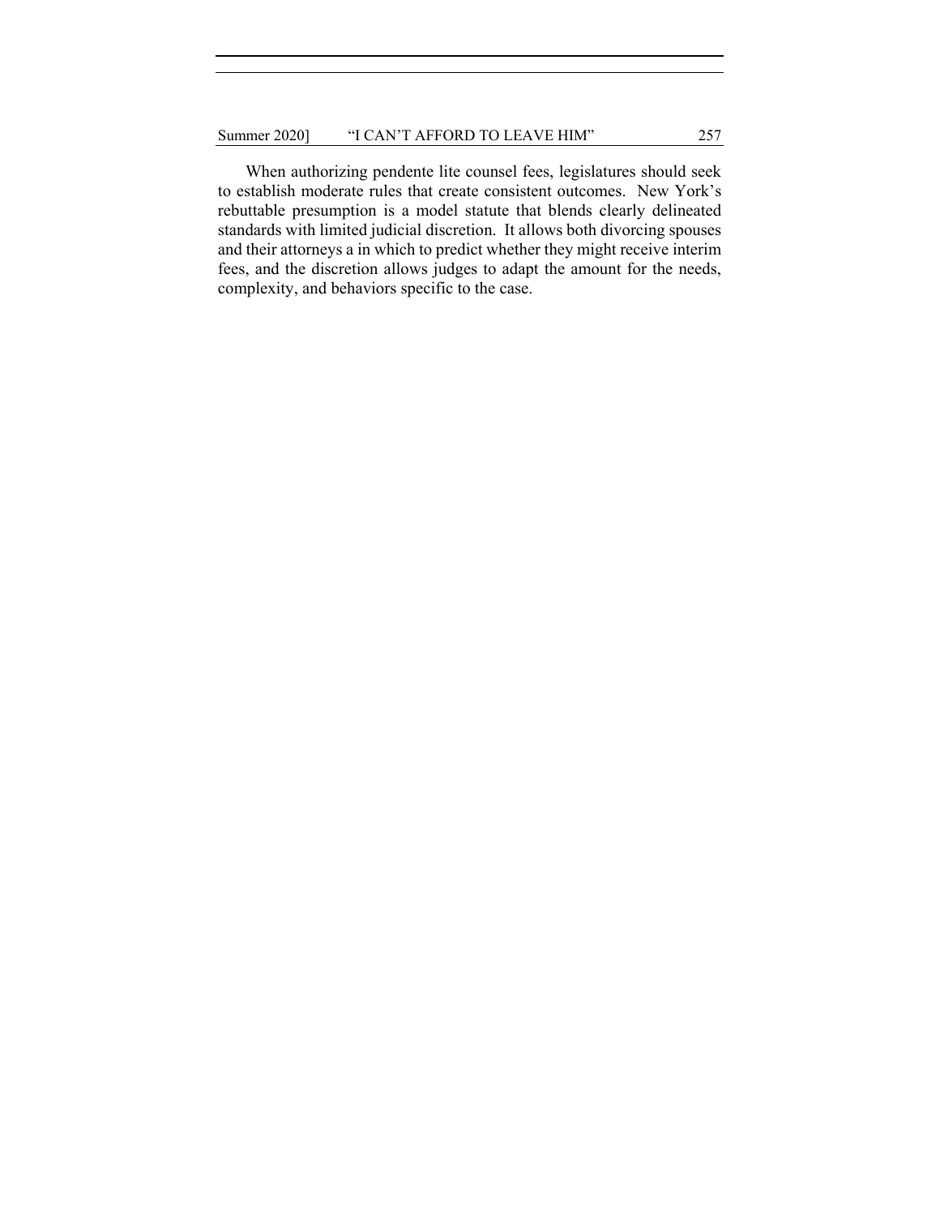When authorizing pendente lite counsel fees, legislatures should seek to establish moderate rules that create consistent outcomes. New York's rebuttable presumption is a model statute that blends clearly delineated standards with limited judicial discretion. It allows both divorcing spouses and their attorneys a in which to predict whether they might receive interim fees, and the discretion allows judges to adapt the amount for the needs, complexity, and behaviors specific to the case.